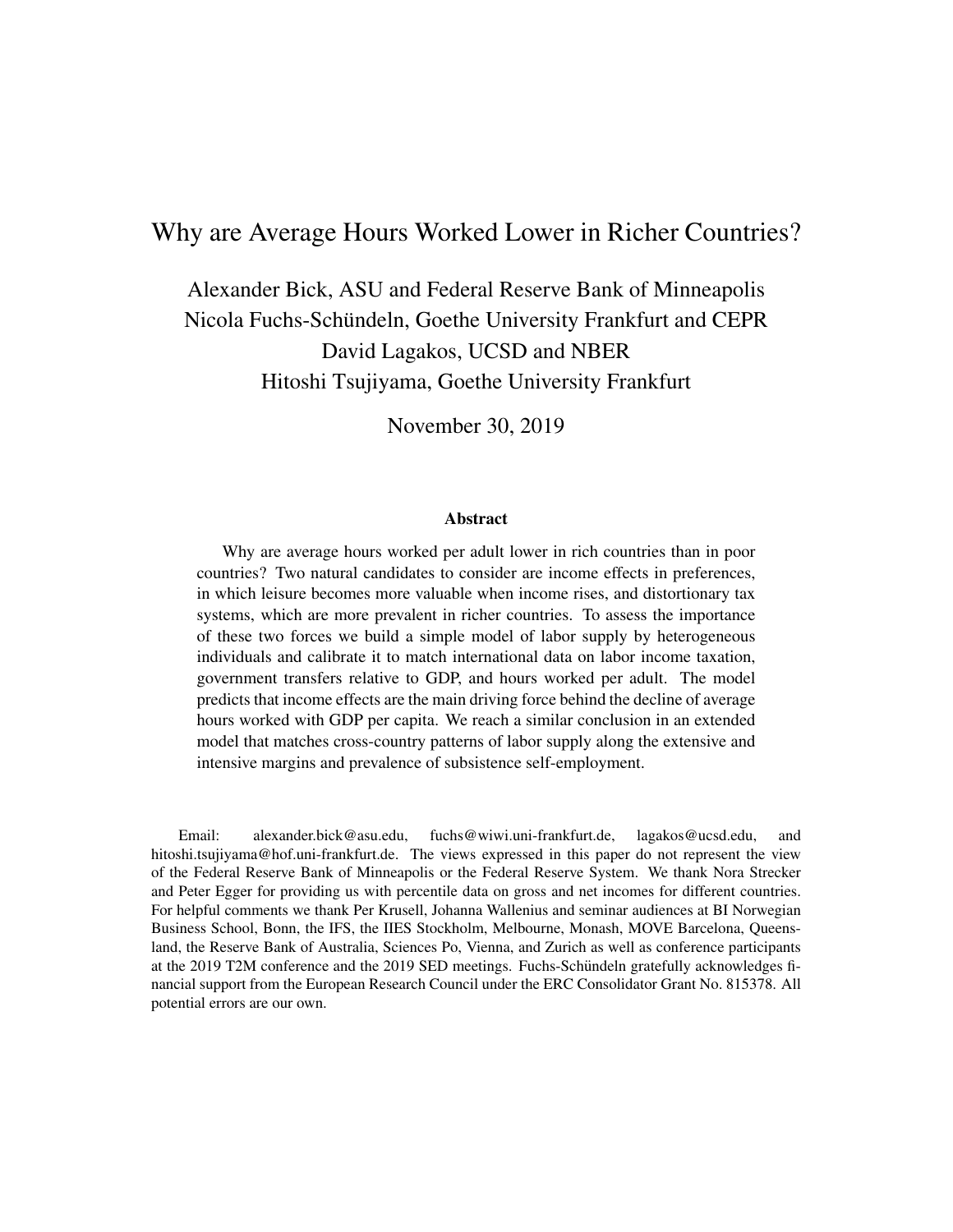# Why are Average Hours Worked Lower in Richer Countries?

Alexander Bick, ASU and Federal Reserve Bank of Minneapolis
Nicola Fuchs-Schündeln, Goethe University Frankfurt and CEPR
David Lagakos, UCSD and NBER
Hitoshi Tsujiyama, Goethe University Frankfurt

November 30, 2019

### Abstract

Why are average hours worked per adult lower in rich countries than in poor countries? Two natural candidates to consider are income effects in preferences, in which leisure becomes more valuable when income rises, and distortionary tax systems, which are more prevalent in richer countries. To assess the importance of these two forces we build a simple model of labor supply by heterogeneous individuals and calibrate it to match international data on labor income taxation, government transfers relative to GDP, and hours worked per adult. The model predicts that income effects are the main driving force behind the decline of average hours worked with GDP per capita. We reach a similar conclusion in an extended model that matches cross-country patterns of labor supply along the extensive and intensive margins and prevalence of subsistence self-employment.

Email: alexander.bick@asu.edu, fuchs@wiwi.uni-frankfurt.de, lagakos@ucsd.edu, and hitoshi.tsujiyama@hof.uni-frankfurt.de. The views expressed in this paper do not represent the view of the Federal Reserve Bank of Minneapolis or the Federal Reserve System. We thank Nora Strecker and Peter Egger for providing us with percentile data on gross and net incomes for different countries. For helpful comments we thank Per Krusell, Johanna Wallenius and seminar audiences at BI Norwegian Business School, Bonn, the IFS, the IIES Stockholm, Melbourne, Monash, MOVE Barcelona, Queensland, the Reserve Bank of Australia, Sciences Po, Vienna, and Zurich as well as conference participants at the 2019 T2M conference and the 2019 SED meetings. Fuchs-Schündeln gratefully acknowledges financial support from the European Research Council under the ERC Consolidator Grant No. 815378. All potential errors are our own.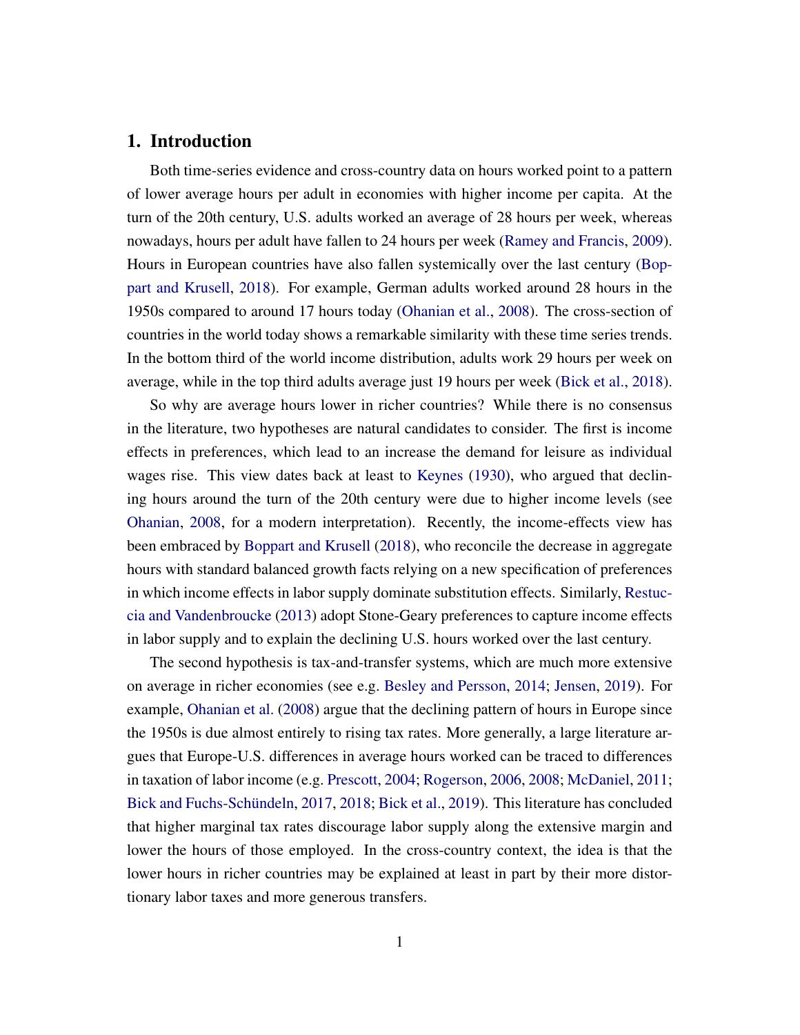## 1. Introduction

Both time-series evidence and cross-country data on hours worked point to a pattern of lower average hours per adult in economies with higher income per capita. At the turn of the 20th century, U.S. adults worked an average of 28 hours per week, whereas nowadays, hours per adult have fallen to 24 hours per week (Ramey and Francis, 2009). Hours in European countries have also fallen systemically over the last century (Boppart and Krusell, 2018). For example, German adults worked around 28 hours in the 1950s compared to around 17 hours today (Ohanian et al., 2008). The cross-section of countries in the world today shows a remarkable similarity with these time series trends. In the bottom third of the world income distribution, adults work 29 hours per week on average, while in the top third adults average just 19 hours per week (Bick et al., 2018).

So why are average hours lower in richer countries? While there is no consensus in the literature, two hypotheses are natural candidates to consider. The first is income effects in preferences, which lead to an increase the demand for leisure as individual wages rise. This view dates back at least to Keynes (1930), who argued that declining hours around the turn of the 20th century were due to higher income levels (see Ohanian, 2008, for a modern interpretation). Recently, the income-effects view has been embraced by Boppart and Krusell (2018), who reconcile the decrease in aggregate hours with standard balanced growth facts relying on a new specification of preferences in which income effects in labor supply dominate substitution effects. Similarly, Restuccia and Vandenbroucke (2013) adopt Stone-Geary preferences to capture income effects in labor supply and to explain the declining U.S. hours worked over the last century.

The second hypothesis is tax-and-transfer systems, which are much more extensive on average in richer economies (see e.g. Besley and Persson, 2014; Jensen, 2019). For example, Ohanian et al. (2008) argue that the declining pattern of hours in Europe since the 1950s is due almost entirely to rising tax rates. More generally, a large literature argues that Europe-U.S. differences in average hours worked can be traced to differences in taxation of labor income (e.g. Prescott, 2004; Rogerson, 2006, 2008; McDaniel, 2011; Bick and Fuchs-Schündeln, 2017, 2018; Bick et al., 2019). This literature has concluded that higher marginal tax rates discourage labor supply along the extensive margin and lower the hours of those employed. In the cross-country context, the idea is that the lower hours in richer countries may be explained at least in part by their more distortionary labor taxes and more generous transfers.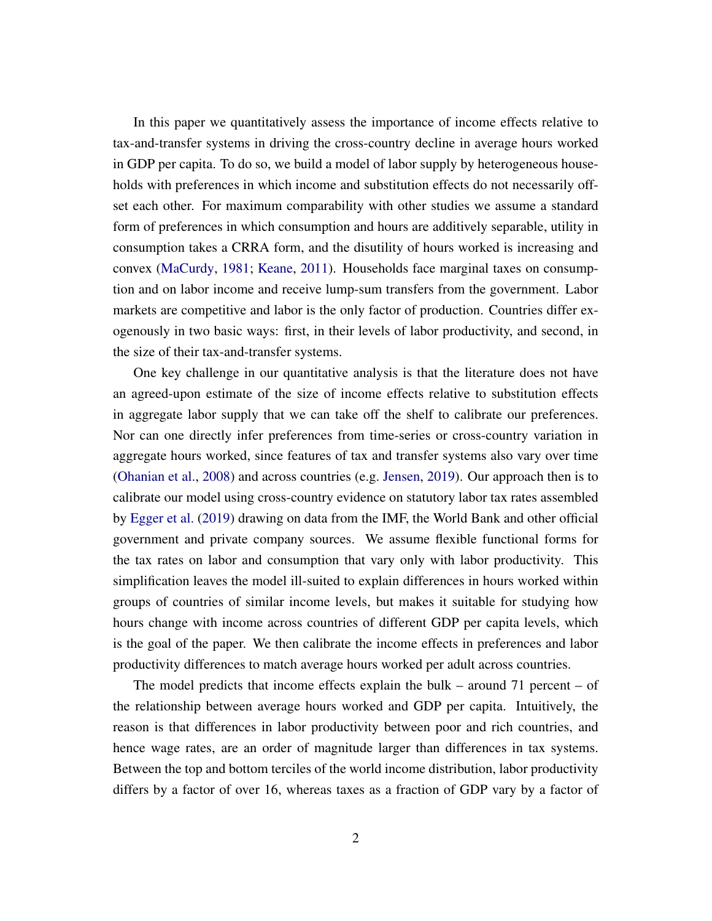In this paper we quantitatively assess the importance of income effects relative to tax-and-transfer systems in driving the cross-country decline in average hours worked in GDP per capita. To do so, we build a model of labor supply by heterogeneous households with preferences in which income and substitution effects do not necessarily offset each other. For maximum comparability with other studies we assume a standard form of preferences in which consumption and hours are additively separable, utility in consumption takes a CRRA form, and the disutility of hours worked is increasing and convex (MaCurdy, 1981; Keane, 2011). Households face marginal taxes on consumption and on labor income and receive lump-sum transfers from the government. Labor markets are competitive and labor is the only factor of production. Countries differ exogenously in two basic ways: first, in their levels of labor productivity, and second, in the size of their tax-and-transfer systems.

One key challenge in our quantitative analysis is that the literature does not have an agreed-upon estimate of the size of income effects relative to substitution effects in aggregate labor supply that we can take off the shelf to calibrate our preferences. Nor can one directly infer preferences from time-series or cross-country variation in aggregate hours worked, since features of tax and transfer systems also vary over time (Ohanian et al., 2008) and across countries (e.g. Jensen, 2019). Our approach then is to calibrate our model using cross-country evidence on statutory labor tax rates assembled by Egger et al. (2019) drawing on data from the IMF, the World Bank and other official government and private company sources. We assume flexible functional forms for the tax rates on labor and consumption that vary only with labor productivity. This simplification leaves the model ill-suited to explain differences in hours worked within groups of countries of similar income levels, but makes it suitable for studying how hours change with income across countries of different GDP per capita levels, which is the goal of the paper. We then calibrate the income effects in preferences and labor productivity differences to match average hours worked per adult across countries.

The model predicts that income effects explain the bulk – around 71 percent – of the relationship between average hours worked and GDP per capita. Intuitively, the reason is that differences in labor productivity between poor and rich countries, and hence wage rates, are an order of magnitude larger than differences in tax systems. Between the top and bottom terciles of the world income distribution, labor productivity differs by a factor of over 16, whereas taxes as a fraction of GDP vary by a factor of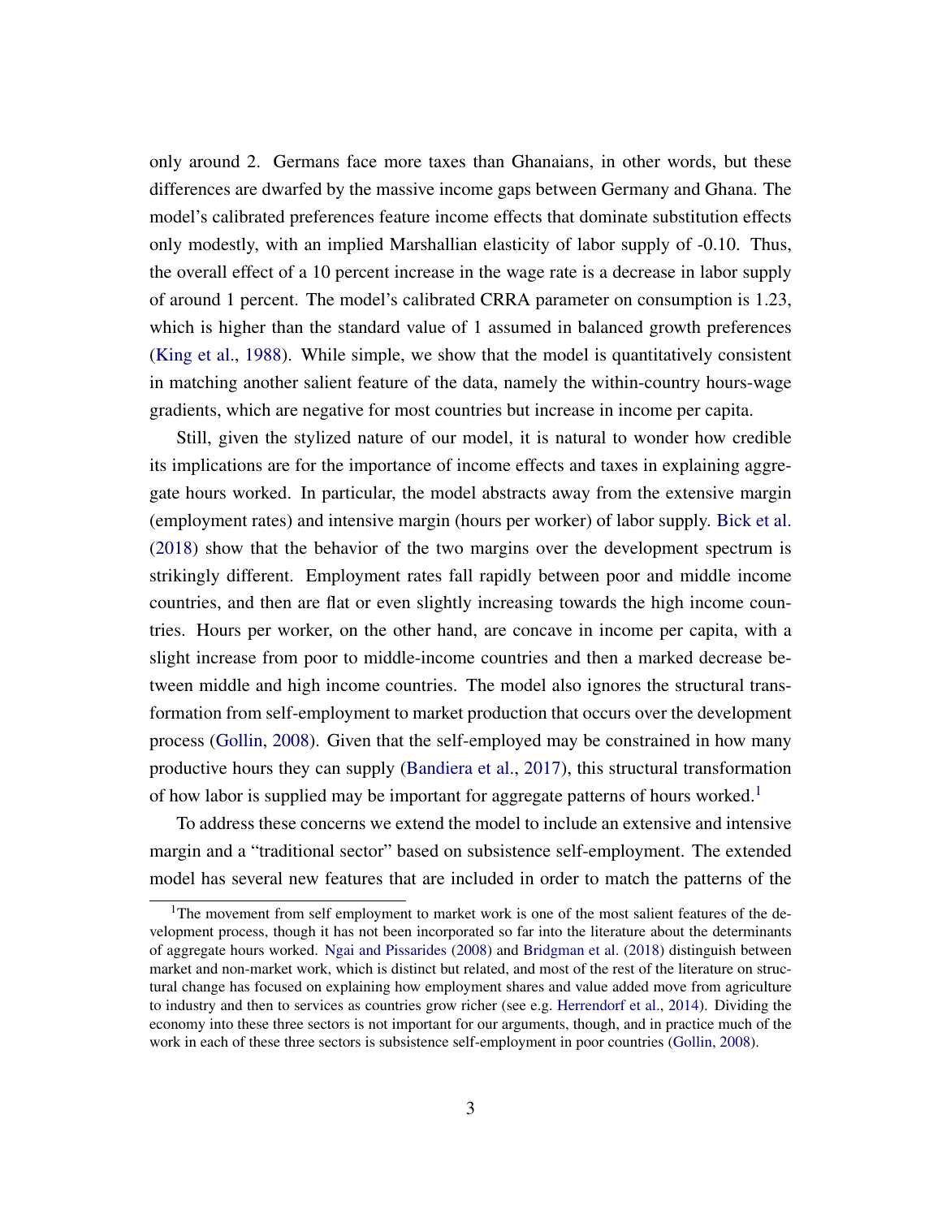only around 2. Germans face more taxes than Ghanaians, in other words, but these differences are dwarfed by the massive income gaps between Germany and Ghana. The model's calibrated preferences feature income effects that dominate substitution effects only modestly, with an implied Marshallian elasticity of labor supply of -0.10. Thus, the overall effect of a 10 percent increase in the wage rate is a decrease in labor supply of around 1 percent. The model's calibrated CRRA parameter on consumption is 1.23, which is higher than the standard value of 1 assumed in balanced growth preferences (King et al., 1988). While simple, we show that the model is quantitatively consistent in matching another salient feature of the data, namely the within-country hours-wage gradients, which are negative for most countries but increase in income per capita.

Still, given the stylized nature of our model, it is natural to wonder how credible its implications are for the importance of income effects and taxes in explaining aggregate hours worked. In particular, the model abstracts away from the extensive margin (employment rates) and intensive margin (hours per worker) of labor supply. Bick et al. (2018) show that the behavior of the two margins over the development spectrum is strikingly different. Employment rates fall rapidly between poor and middle income countries, and then are flat or even slightly increasing towards the high income countries. Hours per worker, on the other hand, are concave in income per capita, with a slight increase from poor to middle-income countries and then a marked decrease between middle and high income countries. The model also ignores the structural transformation from self-employment to market production that occurs over the development process (Gollin, 2008). Given that the self-employed may be constrained in how many productive hours they can supply (Bandiera et al., 2017), this structural transformation of how labor is supplied may be important for aggregate patterns of hours worked.[1]

To address these concerns we extend the model to include an extensive and intensive margin and a "traditional sector" based on subsistence self-employment. The extended model has several new features that are included in order to match the patterns of the

[1] The movement from self employment to market work is one of the most salient features of the development process, though it has not been incorporated so far into the literature about the determinants of aggregate hours worked. Ngai and Pissarides (2008) and Bridgman et al. (2018) distinguish between market and non-market work, which is distinct but related, and most of the rest of the literature on structural change has focused on explaining how employment shares and value added move from agriculture to industry and then to services as countries grow richer (see e.g. Herrendorf et al., 2014). Dividing the economy into these three sectors is not important for our arguments, though, and in practice much of the work in each of these three sectors is subsistence self-employment in poor countries (Gollin, 2008).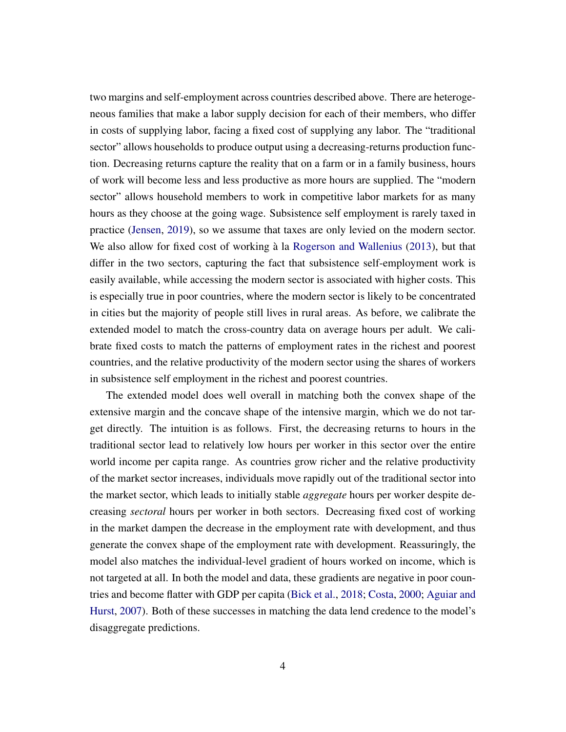two margins and self-employment across countries described above. There are heterogeneous families that make a labor supply decision for each of their members, who differ in costs of supplying labor, facing a fixed cost of supplying any labor. The "traditional sector" allows households to produce output using a decreasing-returns production function. Decreasing returns capture the reality that on a farm or in a family business, hours of work will become less and less productive as more hours are supplied. The "modern sector" allows household members to work in competitive labor markets for as many hours as they choose at the going wage. Subsistence self employment is rarely taxed in practice (Jensen, 2019), so we assume that taxes are only levied on the modern sector. We also allow for fixed cost of working à la Rogerson and Wallenius (2013), but that differ in the two sectors, capturing the fact that subsistence self-employment work is easily available, while accessing the modern sector is associated with higher costs. This is especially true in poor countries, where the modern sector is likely to be concentrated in cities but the majority of people still lives in rural areas. As before, we calibrate the extended model to match the cross-country data on average hours per adult. We calibrate fixed costs to match the patterns of employment rates in the richest and poorest countries, and the relative productivity of the modern sector using the shares of workers in subsistence self employment in the richest and poorest countries.

The extended model does well overall in matching both the convex shape of the extensive margin and the concave shape of the intensive margin, which we do not target directly. The intuition is as follows. First, the decreasing returns to hours in the traditional sector lead to relatively low hours per worker in this sector over the entire world income per capita range. As countries grow richer and the relative productivity of the market sector increases, individuals move rapidly out of the traditional sector into the market sector, which leads to initially stable *aggregate* hours per worker despite decreasing *sectoral* hours per worker in both sectors. Decreasing fixed cost of working in the market dampen the decrease in the employment rate with development, and thus generate the convex shape of the employment rate with development. Reassuringly, the model also matches the individual-level gradient of hours worked on income, which is not targeted at all. In both the model and data, these gradients are negative in poor countries and become flatter with GDP per capita (Bick et al., 2018; Costa, 2000; Aguiar and Hurst, 2007). Both of these successes in matching the data lend credence to the model's disaggregate predictions.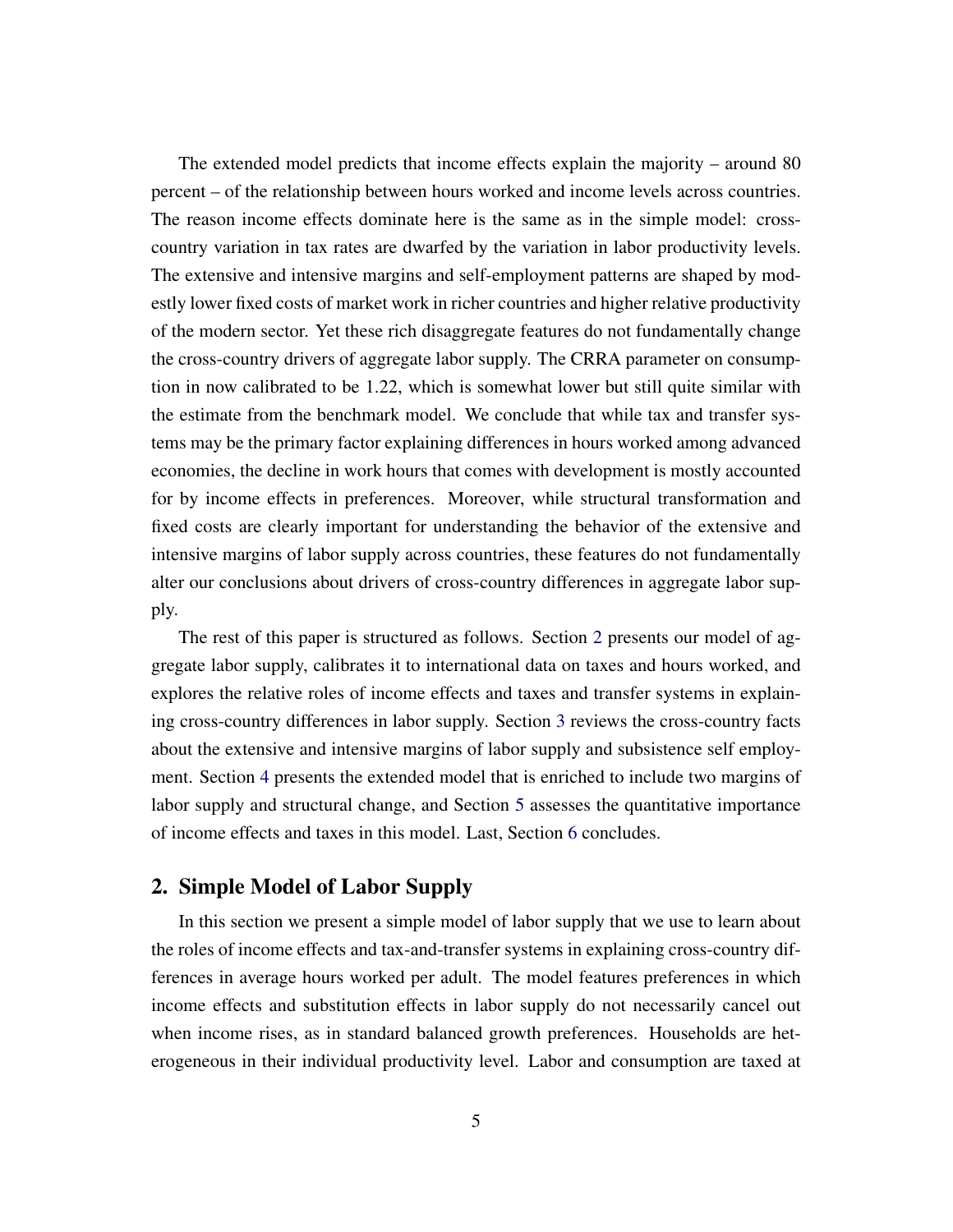The extended model predicts that income effects explain the majority – around 80 percent – of the relationship between hours worked and income levels across countries. The reason income effects dominate here is the same as in the simple model: cross-country variation in tax rates are dwarfed by the variation in labor productivity levels. The extensive and intensive margins and self-employment patterns are shaped by modestly lower fixed costs of market work in richer countries and higher relative productivity of the modern sector. Yet these rich disaggregate features do not fundamentally change the cross-country drivers of aggregate labor supply. The CRRA parameter on consumption in now calibrated to be 1.22, which is somewhat lower but still quite similar with the estimate from the benchmark model. We conclude that while tax and transfer systems may be the primary factor explaining differences in hours worked among advanced economies, the decline in work hours that comes with development is mostly accounted for by income effects in preferences. Moreover, while structural transformation and fixed costs are clearly important for understanding the behavior of the extensive and intensive margins of labor supply across countries, these features do not fundamentally alter our conclusions about drivers of cross-country differences in aggregate labor supply.

The rest of this paper is structured as follows. Section 2 presents our model of aggregate labor supply, calibrates it to international data on taxes and hours worked, and explores the relative roles of income effects and taxes and transfer systems in explaining cross-country differences in labor supply. Section 3 reviews the cross-country facts about the extensive and intensive margins of labor supply and subsistence self employment. Section 4 presents the extended model that is enriched to include two margins of labor supply and structural change, and Section 5 assesses the quantitative importance of income effects and taxes in this model. Last, Section 6 concludes.

## 2. Simple Model of Labor Supply

In this section we present a simple model of labor supply that we use to learn about the roles of income effects and tax-and-transfer systems in explaining cross-country differences in average hours worked per adult. The model features preferences in which income effects and substitution effects in labor supply do not necessarily cancel out when income rises, as in standard balanced growth preferences. Households are heterogeneous in their individual productivity level. Labor and consumption are taxed at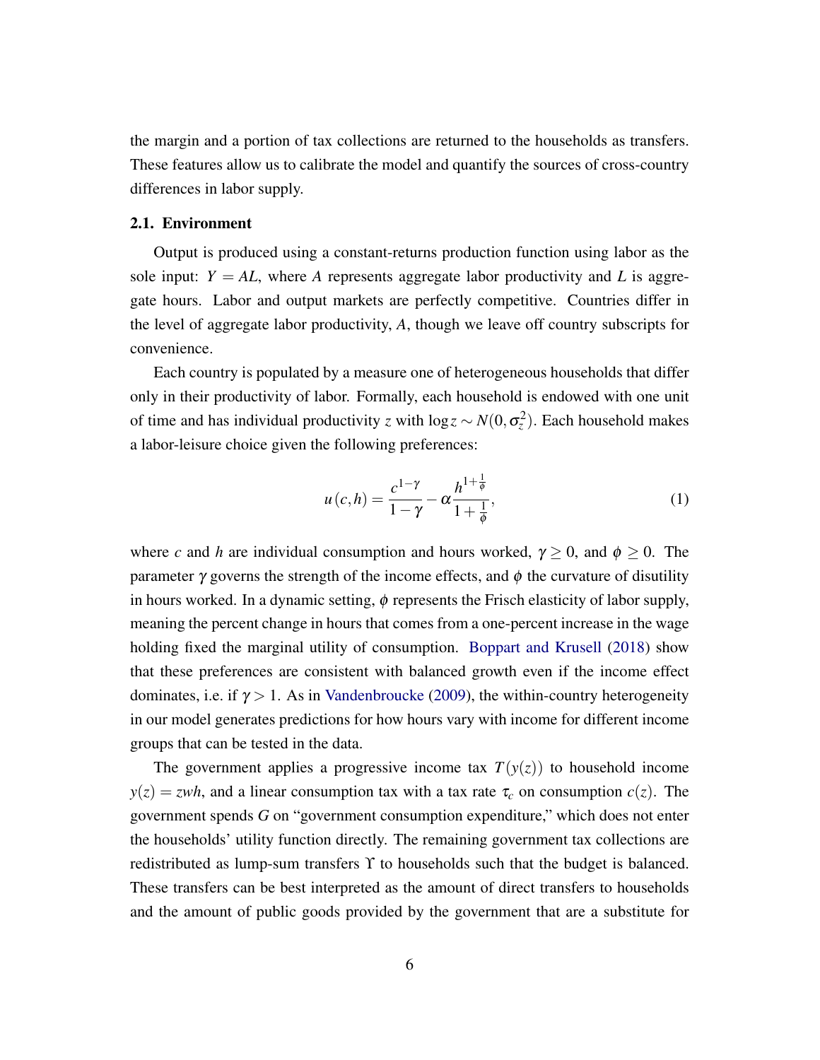the margin and a portion of tax collections are returned to the households as transfers. These features allow us to calibrate the model and quantify the sources of cross-country differences in labor supply.

### 2.1. Environment

Output is produced using a constant-returns production function using labor as the sole input: $Y = AL$, where $A$ represents aggregate labor productivity and $L$ is aggregate hours. Labor and output markets are perfectly competitive. Countries differ in the level of aggregate labor productivity, $A$, though we leave off country subscripts for convenience.

Each country is populated by a measure one of heterogeneous households that differ only in their productivity of labor. Formally, each household is endowed with one unit of time and has individual productivity $z$ with $\log z \sim N(0, \sigma_z^2)$. Each household makes a labor-leisure choice given the following preferences:

$$u(c,h) = \frac{c^{1-\gamma}}{1-\gamma} - \alpha \frac{h^{1+\frac{1}{\phi}}}{1+\frac{1}{\phi}}, \tag{1}$$

where $c$ and $h$ are individual consumption and hours worked, $\gamma \geq 0$, and $\phi \geq 0$. The parameter $\gamma$ governs the strength of the income effects, and $\phi$ the curvature of disutility in hours worked. In a dynamic setting, $\phi$ represents the Frisch elasticity of labor supply, meaning the percent change in hours that comes from a one-percent increase in the wage holding fixed the marginal utility of consumption. Boppart and Krusell (2018) show that these preferences are consistent with balanced growth even if the income effect dominates, i.e. if $\gamma > 1$. As in Vandenbroucke (2009), the within-country heterogeneity in our model generates predictions for how hours vary with income for different income groups that can be tested in the data.

The government applies a progressive income tax $T(y(z))$ to household income $y(z) = zwh$, and a linear consumption tax with a tax rate $\tau_c$ on consumption $c(z)$. The government spends $G$ on "government consumption expenditure," which does not enter the households' utility function directly. The remaining government tax collections are redistributed as lump-sum transfers $\Upsilon$ to households such that the budget is balanced. These transfers can be best interpreted as the amount of direct transfers to households and the amount of public goods provided by the government that are a substitute for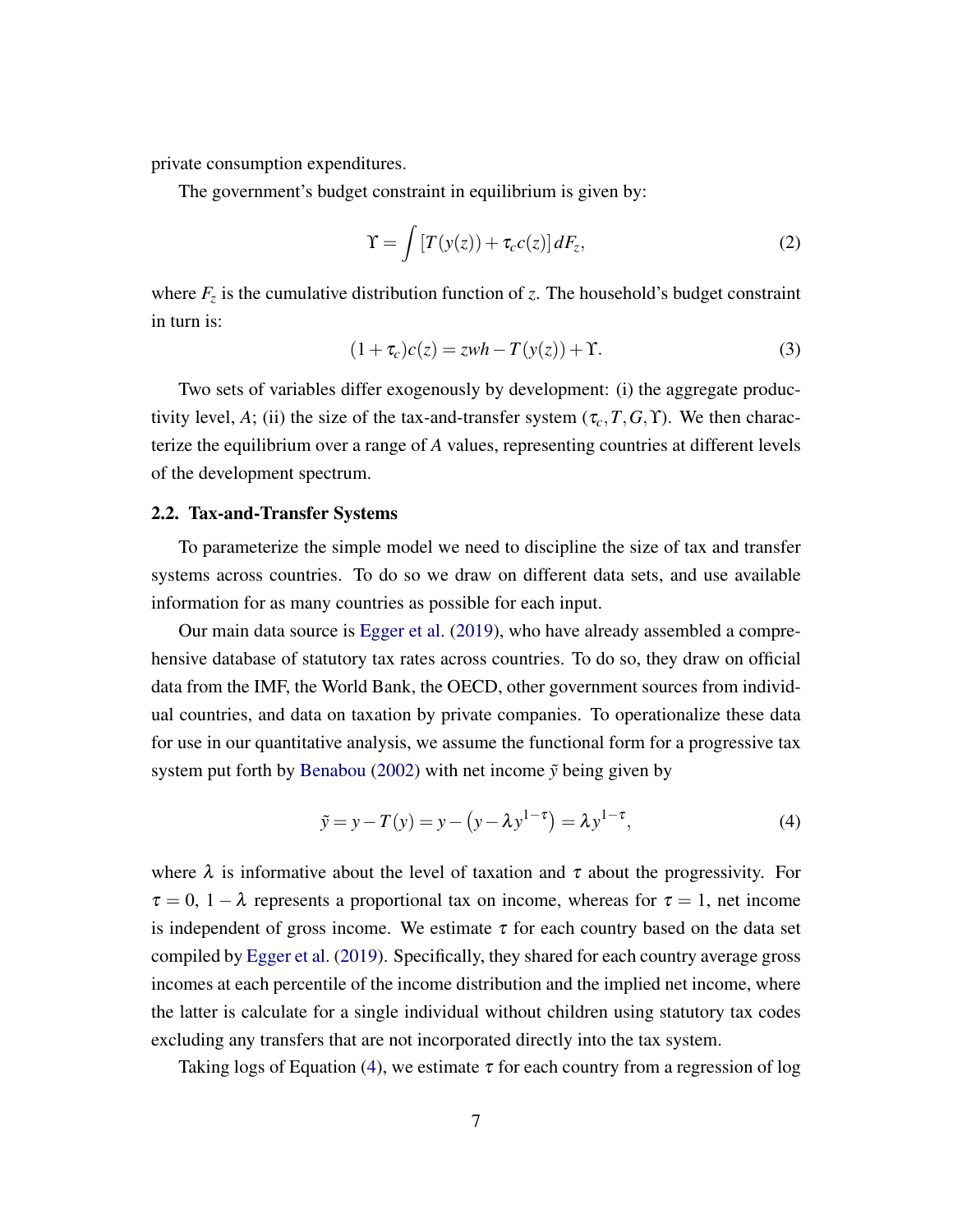private consumption expenditures.

The government's budget constraint in equilibrium is given by:

$$\Upsilon = \int \left[T(y(z)) + \tau_c c(z)\right] dF_z, \tag{2}$$

where $F_z$ is the cumulative distribution function of $z$. The household's budget constraint in turn is:

$$(1+\tau_c)c(z) = zwh - T(y(z)) + \Upsilon. \tag{3}$$

Two sets of variables differ exogenously by development: (i) the aggregate productivity level, $A$; (ii) the size of the tax-and-transfer system ($\tau_c, T, G, \Upsilon$). We then characterize the equilibrium over a range of $A$ values, representing countries at different levels of the development spectrum.

## 2.2. Tax-and-Transfer Systems

To parameterize the simple model we need to discipline the size of tax and transfer systems across countries. To do so we draw on different data sets, and use available information for as many countries as possible for each input.

Our main data source is Egger et al. (2019), who have already assembled a comprehensive database of statutory tax rates across countries. To do so, they draw on official data from the IMF, the World Bank, the OECD, other government sources from individual countries, and data on taxation by private companies. To operationalize these data for use in our quantitative analysis, we assume the functional form for a progressive tax system put forth by Benabou (2002) with net income $\tilde{y}$ being given by

$$\tilde{y} = y - T(y) = y - \left(y - \lambda y^{1-\tau}\right) = \lambda y^{1-\tau}, \tag{4}$$

where $\lambda$ is informative about the level of taxation and $\tau$ about the progressivity. For $\tau = 0$, $1-\lambda$ represents a proportional tax on income, whereas for $\tau = 1$, net income is independent of gross income. We estimate $\tau$ for each country based on the data set compiled by Egger et al. (2019). Specifically, they shared for each country average gross incomes at each percentile of the income distribution and the implied net income, where the latter is calculate for a single individual without children using statutory tax codes excluding any transfers that are not incorporated directly into the tax system.

Taking logs of Equation (4), we estimate $\tau$ for each country from a regression of log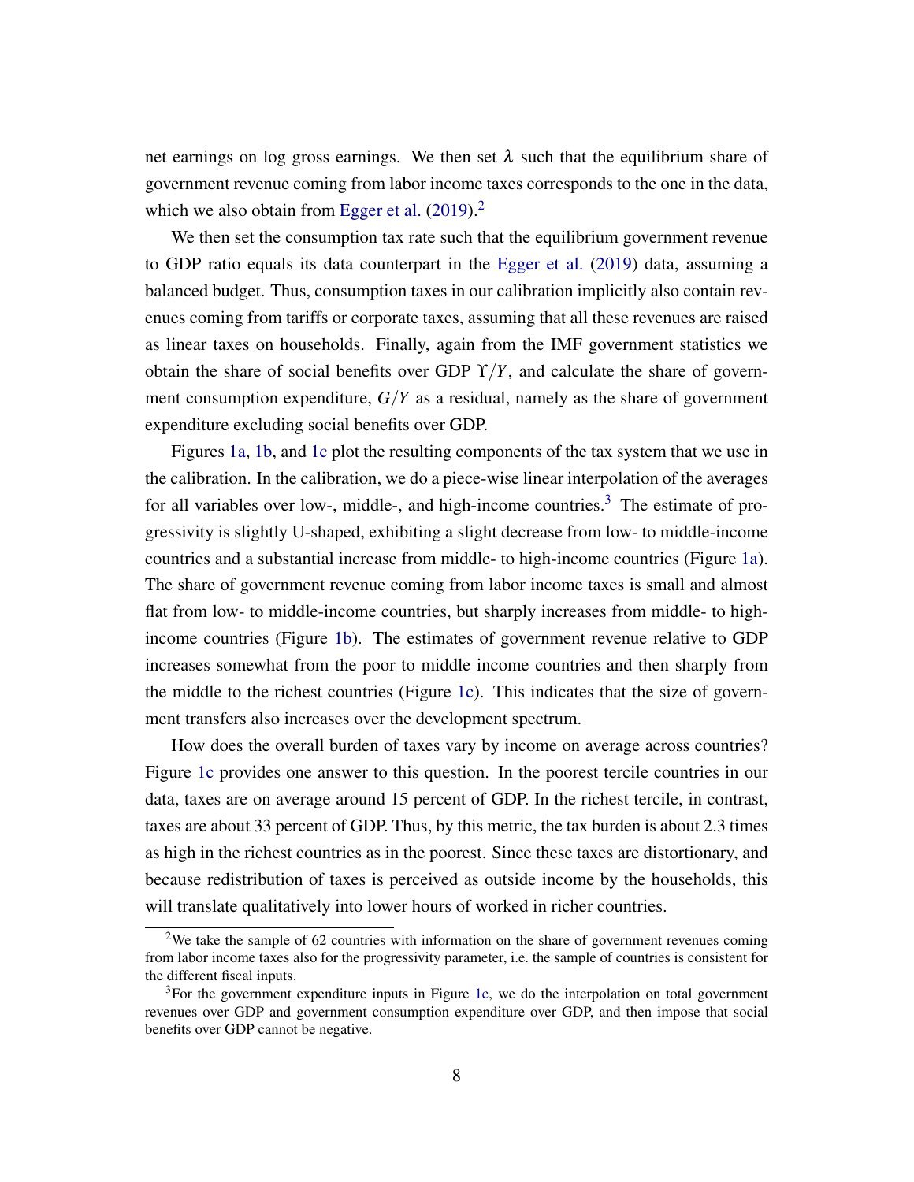net earnings on log gross earnings. We then set $\lambda$ such that the equilibrium share of government revenue coming from labor income taxes corresponds to the one in the data, which we also obtain from Egger et al. (2019).[2]

We then set the consumption tax rate such that the equilibrium government revenue to GDP ratio equals its data counterpart in the Egger et al. (2019) data, assuming a balanced budget. Thus, consumption taxes in our calibration implicitly also contain revenues coming from tariffs or corporate taxes, assuming that all these revenues are raised as linear taxes on households. Finally, again from the IMF government statistics we obtain the share of social benefits over GDP $\Upsilon/Y$, and calculate the share of government consumption expenditure, $G/Y$ as a residual, namely as the share of government expenditure excluding social benefits over GDP.

Figures 1a, 1b, and 1c plot the resulting components of the tax system that we use in the calibration. In the calibration, we do a piece-wise linear interpolation of the averages for all variables over low-, middle-, and high-income countries.[3] The estimate of progressivity is slightly U-shaped, exhibiting a slight decrease from low- to middle-income countries and a substantial increase from middle- to high-income countries (Figure 1a). The share of government revenue coming from labor income taxes is small and almost flat from low- to middle-income countries, but sharply increases from middle- to high-income countries (Figure 1b). The estimates of government revenue relative to GDP increases somewhat from the poor to middle income countries and then sharply from the middle to the richest countries (Figure 1c). This indicates that the size of government transfers also increases over the development spectrum.

How does the overall burden of taxes vary by income on average across countries? Figure 1c provides one answer to this question. In the poorest tercile countries in our data, taxes are on average around 15 percent of GDP. In the richest tercile, in contrast, taxes are about 33 percent of GDP. Thus, by this metric, the tax burden is about 2.3 times as high in the richest countries as in the poorest. Since these taxes are distortionary, and because redistribution of taxes is perceived as outside income by the households, this will translate qualitatively into lower hours of worked in richer countries.

[2] We take the sample of 62 countries with information on the share of government revenues coming from labor income taxes also for the progressivity parameter, i.e. the sample of countries is consistent for the different fiscal inputs.

[3] For the government expenditure inputs in Figure 1c, we do the interpolation on total government revenues over GDP and government consumption expenditure over GDP, and then impose that social benefits over GDP cannot be negative.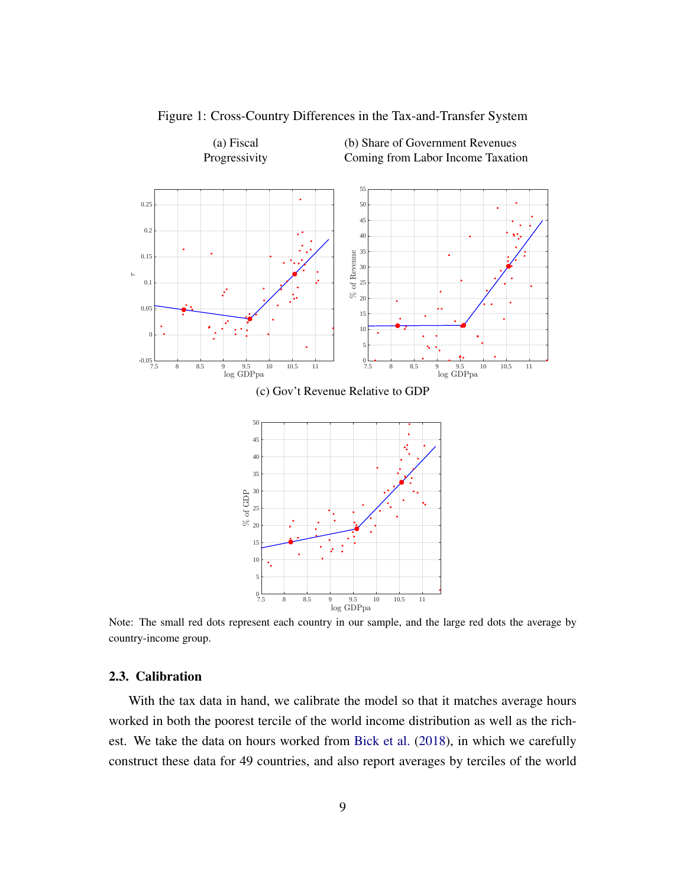Figure 1: Cross-Country Differences in the Tax-and-Transfer System

(a) Fiscal Progressivity

(b) Share of Government Revenues Coming from Labor Income Taxation

(c) Gov't Revenue Relative to GDP

Note: The small red dots represent each country in our sample, and the large red dots the average by country-income group.

### 2.3. Calibration

With the tax data in hand, we calibrate the model so that it matches average hours worked in both the poorest tercile of the world income distribution as well as the richest. We take the data on hours worked from Bick et al. (2018), in which we carefully construct these data for 49 countries, and also report averages by terciles of the world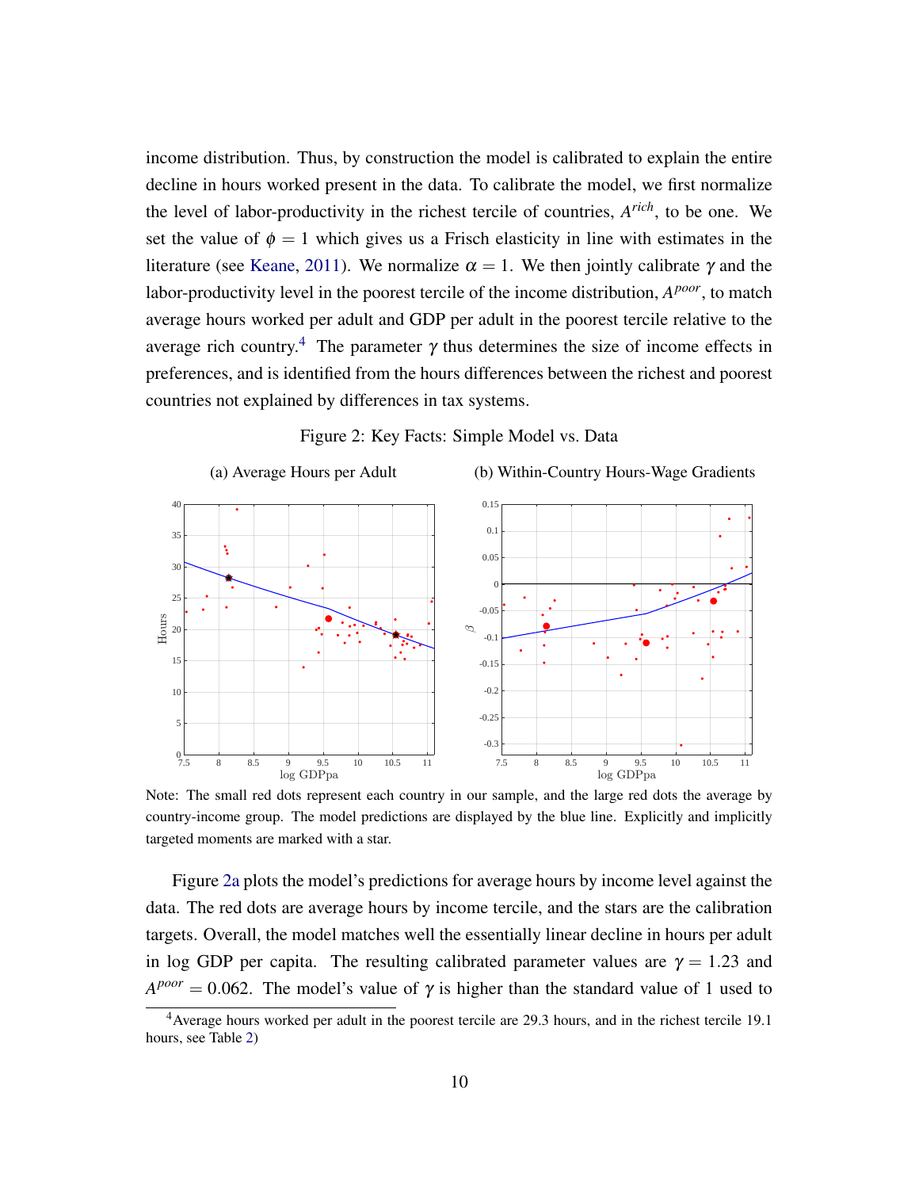income distribution. Thus, by construction the model is calibrated to explain the entire decline in hours worked present in the data. To calibrate the model, we first normalize the level of labor-productivity in the richest tercile of countries, $A^{rich}$, to be one. We set the value of $\phi = 1$ which gives us a Frisch elasticity in line with estimates in the literature (see Keane, 2011). We normalize $\alpha = 1$. We then jointly calibrate $\gamma$ and the labor-productivity level in the poorest tercile of the income distribution, $A^{poor}$, to match average hours worked per adult and GDP per adult in the poorest tercile relative to the average rich country.[4] The parameter $\gamma$ thus determines the size of income effects in preferences, and is identified from the hours differences between the richest and poorest countries not explained by differences in tax systems.

Figure 2: Key Facts: Simple Model vs. Data

(a) Average Hours per Adult

(b) Within-Country Hours-Wage Gradients

Note: The small red dots represent each country in our sample, and the large red dots the average by country-income group. The model predictions are displayed by the blue line. Explicitly and implicitly targeted moments are marked with a star.

Figure 2a plots the model's predictions for average hours by income level against the data. The red dots are average hours by income tercile, and the stars are the calibration targets. Overall, the model matches well the essentially linear decline in hours per adult in log GDP per capita. The resulting calibrated parameter values are $\gamma = 1.23$ and $A^{poor} = 0.062$. The model's value of $\gamma$ is higher than the standard value of 1 used to

[4] Average hours worked per adult in the poorest tercile are 29.3 hours, and in the richest tercile 19.1 hours, see Table 2)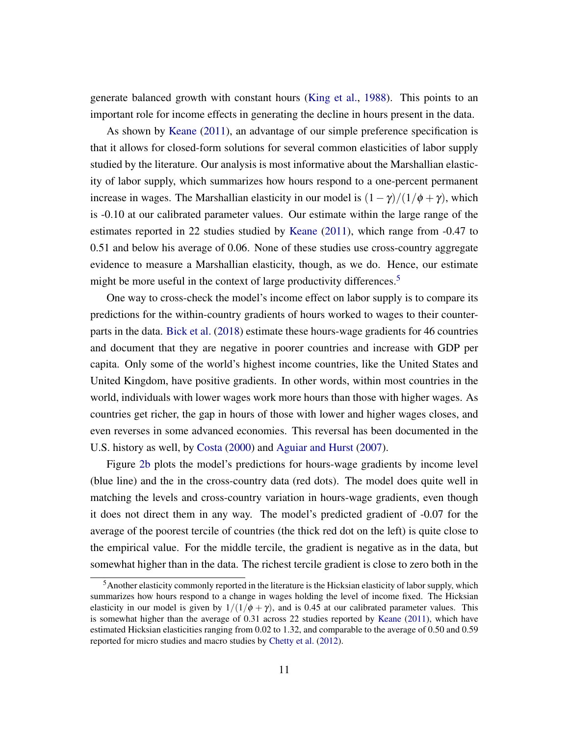generate balanced growth with constant hours (King et al., 1988). This points to an important role for income effects in generating the decline in hours present in the data.

As shown by Keane (2011), an advantage of our simple preference specification is that it allows for closed-form solutions for several common elasticities of labor supply studied by the literature. Our analysis is most informative about the Marshallian elasticity of labor supply, which summarizes how hours respond to a one-percent permanent increase in wages. The Marshallian elasticity in our model is $(1-\gamma)/(1/\phi+\gamma)$, which is -0.10 at our calibrated parameter values. Our estimate within the large range of the estimates reported in 22 studies studied by Keane (2011), which range from -0.47 to 0.51 and below his average of 0.06. None of these studies use cross-country aggregate evidence to measure a Marshallian elasticity, though, as we do. Hence, our estimate might be more useful in the context of large productivity differences.[5]

One way to cross-check the model's income effect on labor supply is to compare its predictions for the within-country gradients of hours worked to wages to their counterparts in the data. Bick et al. (2018) estimate these hours-wage gradients for 46 countries and document that they are negative in poorer countries and increase with GDP per capita. Only some of the world's highest income countries, like the United States and United Kingdom, have positive gradients. In other words, within most countries in the world, individuals with lower wages work more hours than those with higher wages. As countries get richer, the gap in hours of those with lower and higher wages closes, and even reverses in some advanced economies. This reversal has been documented in the U.S. history as well, by Costa (2000) and Aguiar and Hurst (2007).

Figure 2b plots the model's predictions for hours-wage gradients by income level (blue line) and the in the cross-country data (red dots). The model does quite well in matching the levels and cross-country variation in hours-wage gradients, even though it does not direct them in any way. The model's predicted gradient of -0.07 for the average of the poorest tercile of countries (the thick red dot on the left) is quite close to the empirical value. For the middle tercile, the gradient is negative as in the data, but somewhat higher than in the data. The richest tercile gradient is close to zero both in the

[5] Another elasticity commonly reported in the literature is the Hicksian elasticity of labor supply, which summarizes how hours respond to a change in wages holding the level of income fixed. The Hicksian elasticity in our model is given by $1/(1/\phi+\gamma)$, and is 0.45 at our calibrated parameter values. This is somewhat higher than the average of 0.31 across 22 studies reported by Keane (2011), which have estimated Hicksian elasticities ranging from 0.02 to 1.32, and comparable to the average of 0.50 and 0.59 reported for micro studies and macro studies by Chetty et al. (2012).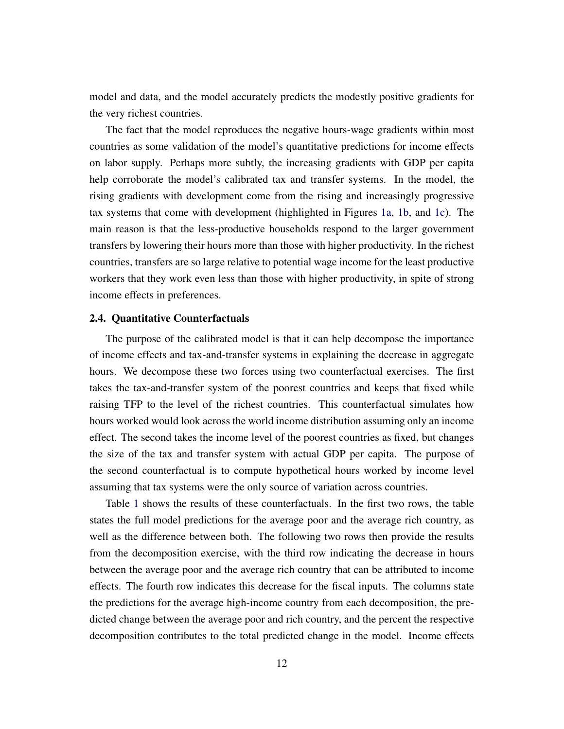model and data, and the model accurately predicts the modestly positive gradients for the very richest countries.

The fact that the model reproduces the negative hours-wage gradients within most countries as some validation of the model's quantitative predictions for income effects on labor supply. Perhaps more subtly, the increasing gradients with GDP per capita help corroborate the model's calibrated tax and transfer systems. In the model, the rising gradients with development come from the rising and increasingly progressive tax systems that come with development (highlighted in Figures 1a, 1b, and 1c). The main reason is that the less-productive households respond to the larger government transfers by lowering their hours more than those with higher productivity. In the richest countries, transfers are so large relative to potential wage income for the least productive workers that they work even less than those with higher productivity, in spite of strong income effects in preferences.

### 2.4. Quantitative Counterfactuals

The purpose of the calibrated model is that it can help decompose the importance of income effects and tax-and-transfer systems in explaining the decrease in aggregate hours. We decompose these two forces using two counterfactual exercises. The first takes the tax-and-transfer system of the poorest countries and keeps that fixed while raising TFP to the level of the richest countries. This counterfactual simulates how hours worked would look across the world income distribution assuming only an income effect. The second takes the income level of the poorest countries as fixed, but changes the size of the tax and transfer system with actual GDP per capita. The purpose of the second counterfactual is to compute hypothetical hours worked by income level assuming that tax systems were the only source of variation across countries.

Table 1 shows the results of these counterfactuals. In the first two rows, the table states the full model predictions for the average poor and the average rich country, as well as the difference between both. The following two rows then provide the results from the decomposition exercise, with the third row indicating the decrease in hours between the average poor and the average rich country that can be attributed to income effects. The fourth row indicates this decrease for the fiscal inputs. The columns state the predictions for the average high-income country from each decomposition, the predicted change between the average poor and rich country, and the percent the respective decomposition contributes to the total predicted change in the model. Income effects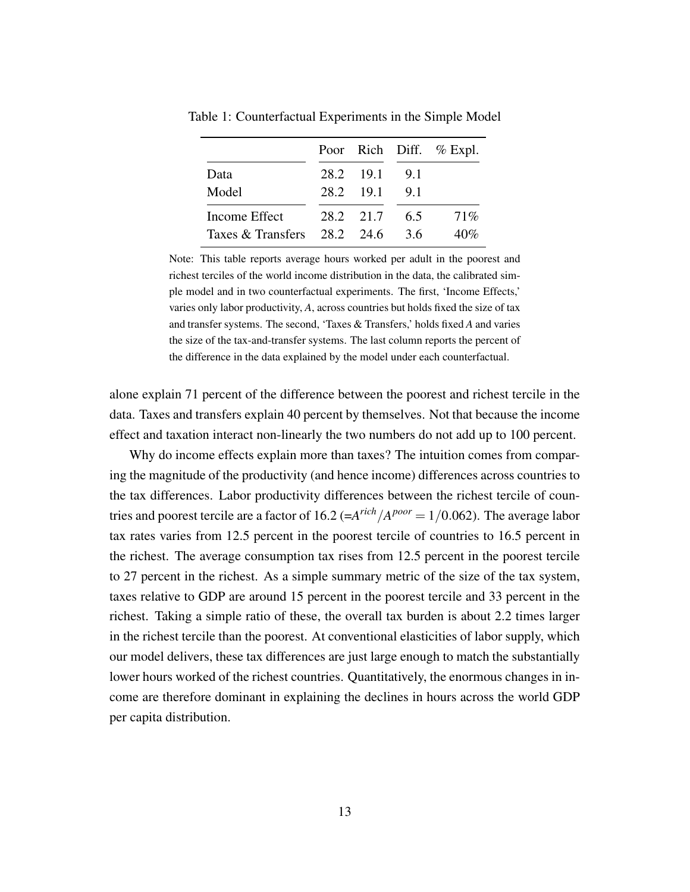Table 1: Counterfactual Experiments in the Simple Model

| | Poor | Rich | Diff. | % Expl. |
|---|---|---|---|---|
| Data | 28.2 | 19.1 | 9.1 | |
| Model | 28.2 | 19.1 | 9.1 | |
| Income Effect | 28.2 | 21.7 | 6.5 | 71% |
| Taxes & Transfers | 28.2 | 24.6 | 3.6 | 40% |

Note: This table reports average hours worked per adult in the poorest and richest terciles of the world income distribution in the data, the calibrated simple model and in two counterfactual experiments. The first, 'Income Effects,' varies only labor productivity, $A$, across countries but holds fixed the size of tax and transfer systems. The second, 'Taxes & Transfers,' holds fixed $A$ and varies the size of the tax-and-transfer systems. The last column reports the percent of the difference in the data explained by the model under each counterfactual.

alone explain 71 percent of the difference between the poorest and richest tercile in the data. Taxes and transfers explain 40 percent by themselves. Not that because the income effect and taxation interact non-linearly the two numbers do not add up to 100 percent.

Why do income effects explain more than taxes? The intuition comes from comparing the magnitude of the productivity (and hence income) differences across countries to the tax differences. Labor productivity differences between the richest tercile of countries and poorest tercile are a factor of 16.2 ($=A^{rich}/A^{poor} = 1/0.062$). The average labor tax rates varies from 12.5 percent in the poorest tercile of countries to 16.5 percent in the richest. The average consumption tax rises from 12.5 percent in the poorest tercile to 27 percent in the richest. As a simple summary metric of the size of the tax system, taxes relative to GDP are around 15 percent in the poorest tercile and 33 percent in the richest. Taking a simple ratio of these, the overall tax burden is about 2.2 times larger in the richest tercile than the poorest. At conventional elasticities of labor supply, which our model delivers, these tax differences are just large enough to match the substantially lower hours worked of the richest countries. Quantitatively, the enormous changes in income are therefore dominant in explaining the declines in hours across the world GDP per capita distribution.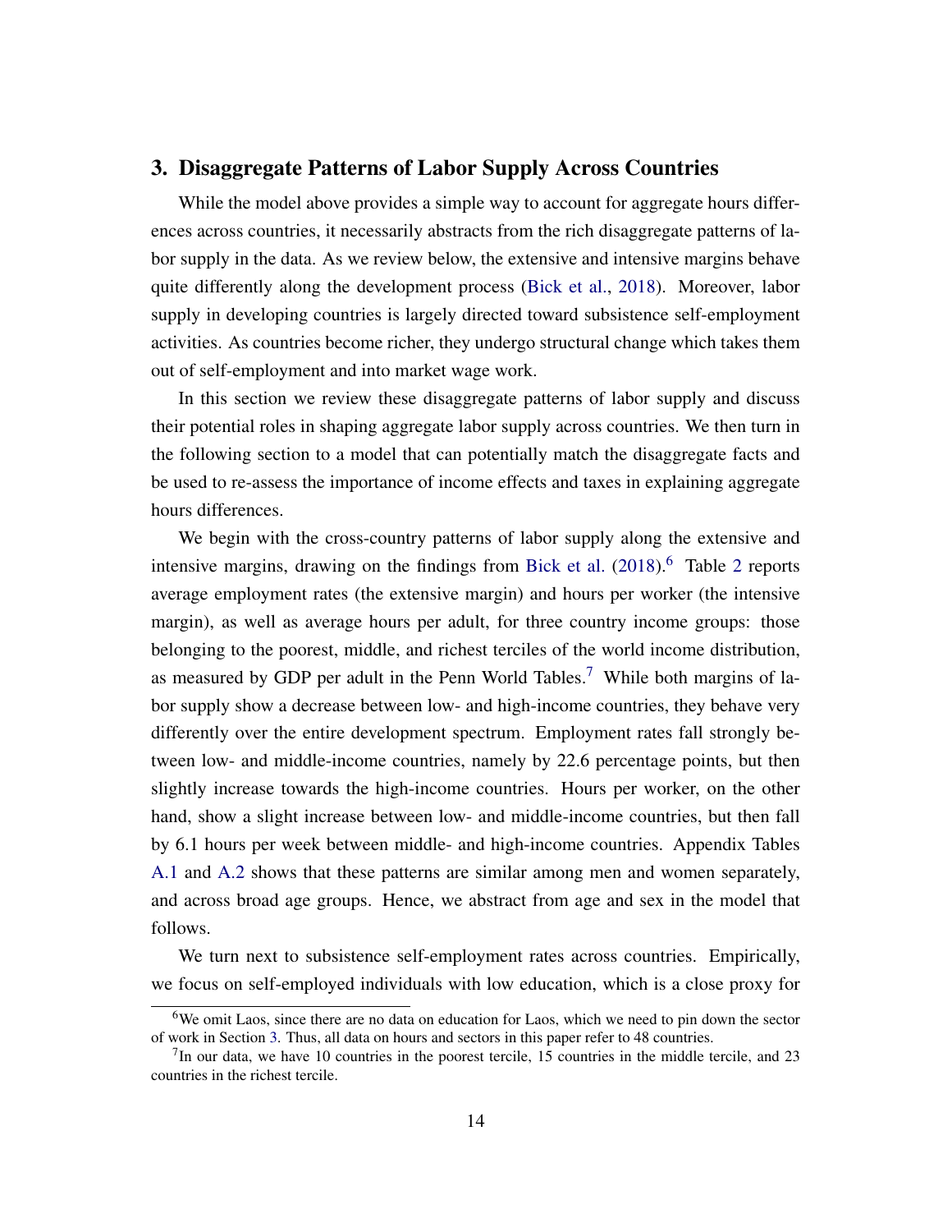## 3. Disaggregate Patterns of Labor Supply Across Countries

While the model above provides a simple way to account for aggregate hours differences across countries, it necessarily abstracts from the rich disaggregate patterns of labor supply in the data. As we review below, the extensive and intensive margins behave quite differently along the development process (Bick et al., 2018). Moreover, labor supply in developing countries is largely directed toward subsistence self-employment activities. As countries become richer, they undergo structural change which takes them out of self-employment and into market wage work.

In this section we review these disaggregate patterns of labor supply and discuss their potential roles in shaping aggregate labor supply across countries. We then turn in the following section to a model that can potentially match the disaggregate facts and be used to re-assess the importance of income effects and taxes in explaining aggregate hours differences.

We begin with the cross-country patterns of labor supply along the extensive and intensive margins, drawing on the findings from Bick et al. (2018).[6] Table 2 reports average employment rates (the extensive margin) and hours per worker (the intensive margin), as well as average hours per adult, for three country income groups: those belonging to the poorest, middle, and richest terciles of the world income distribution, as measured by GDP per adult in the Penn World Tables.[7] While both margins of labor supply show a decrease between low- and high-income countries, they behave very differently over the entire development spectrum. Employment rates fall strongly between low- and middle-income countries, namely by 22.6 percentage points, but then slightly increase towards the high-income countries. Hours per worker, on the other hand, show a slight increase between low- and middle-income countries, but then fall by 6.1 hours per week between middle- and high-income countries. Appendix Tables A.1 and A.2 shows that these patterns are similar among men and women separately, and across broad age groups. Hence, we abstract from age and sex in the model that follows.

We turn next to subsistence self-employment rates across countries. Empirically, we focus on self-employed individuals with low education, which is a close proxy for

[6] We omit Laos, since there are no data on education for Laos, which we need to pin down the sector of work in Section 3. Thus, all data on hours and sectors in this paper refer to 48 countries.

[7] In our data, we have 10 countries in the poorest tercile, 15 countries in the middle tercile, and 23 countries in the richest tercile.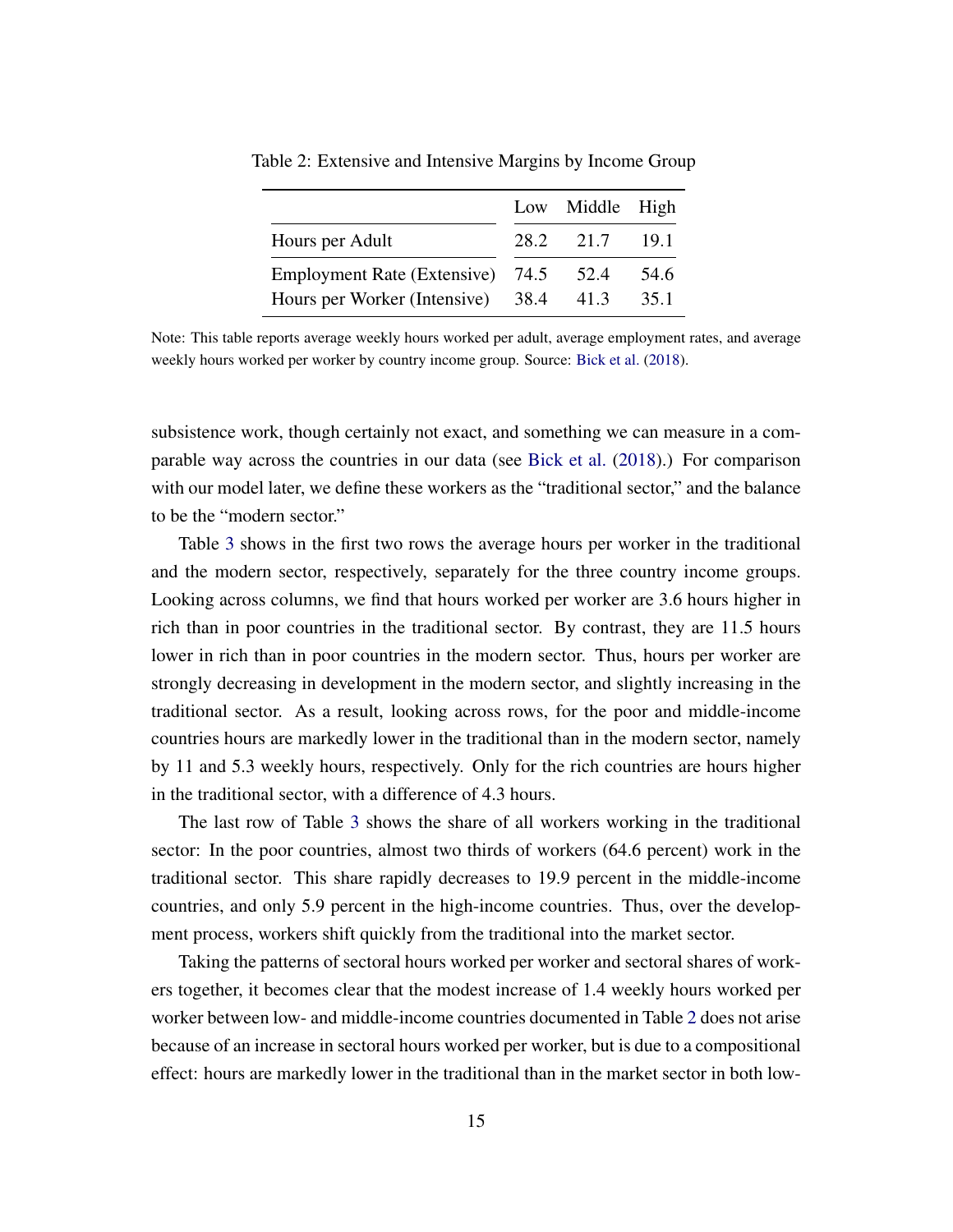Table 2: Extensive and Intensive Margins by Income Group

| | Low | Middle | High |
|---|---|---|---|
| Hours per Adult | 28.2 | 21.7 | 19.1 |
| Employment Rate (Extensive) | 74.5 | 52.4 | 54.6 |
| Hours per Worker (Intensive) | 38.4 | 41.3 | 35.1 |

Note: This table reports average weekly hours worked per adult, average employment rates, and average weekly hours worked per worker by country income group. Source: Bick et al. (2018).

subsistence work, though certainly not exact, and something we can measure in a comparable way across the countries in our data (see Bick et al. (2018).) For comparison with our model later, we define these workers as the "traditional sector," and the balance to be the "modern sector."

Table 3 shows in the first two rows the average hours per worker in the traditional and the modern sector, respectively, separately for the three country income groups. Looking across columns, we find that hours worked per worker are 3.6 hours higher in rich than in poor countries in the traditional sector. By contrast, they are 11.5 hours lower in rich than in poor countries in the modern sector. Thus, hours per worker are strongly decreasing in development in the modern sector, and slightly increasing in the traditional sector. As a result, looking across rows, for the poor and middle-income countries hours are markedly lower in the traditional than in the modern sector, namely by 11 and 5.3 weekly hours, respectively. Only for the rich countries are hours higher in the traditional sector, with a difference of 4.3 hours.

The last row of Table 3 shows the share of all workers working in the traditional sector: In the poor countries, almost two thirds of workers (64.6 percent) work in the traditional sector. This share rapidly decreases to 19.9 percent in the middle-income countries, and only 5.9 percent in the high-income countries. Thus, over the development process, workers shift quickly from the traditional into the market sector.

Taking the patterns of sectoral hours worked per worker and sectoral shares of workers together, it becomes clear that the modest increase of 1.4 weekly hours worked per worker between low- and middle-income countries documented in Table 2 does not arise because of an increase in sectoral hours worked per worker, but is due to a compositional effect: hours are markedly lower in the traditional than in the market sector in both low-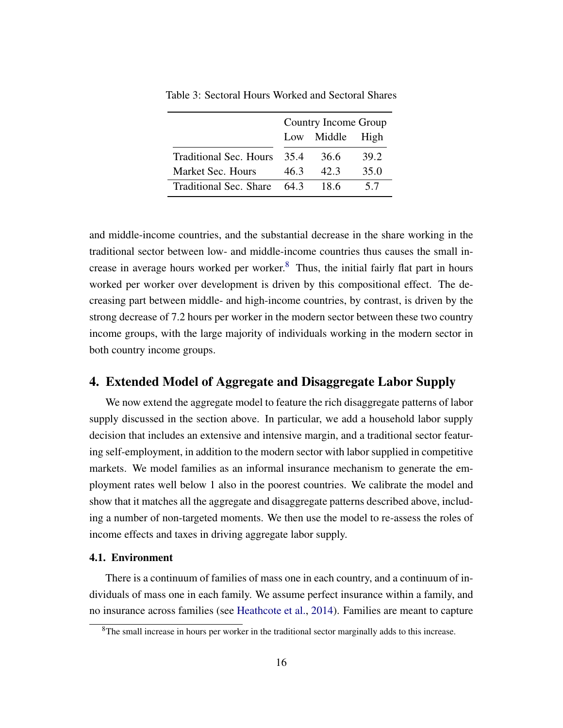Table 3: Sectoral Hours Worked and Sectoral Shares

| | Country Income Group | | |
|---|---|---|---|
| | Low | Middle | High |
| Traditional Sec. Hours | 35.4 | 36.6 | 39.2 |
| Market Sec. Hours | 46.3 | 42.3 | 35.0 |
| Traditional Sec. Share | 64.3 | 18.6 | 5.7 |

and middle-income countries, and the substantial decrease in the share working in the traditional sector between low- and middle-income countries thus causes the small increase in average hours worked per worker.[8] Thus, the initial fairly flat part in hours worked per worker over development is driven by this compositional effect. The decreasing part between middle- and high-income countries, by contrast, is driven by the strong decrease of 7.2 hours per worker in the modern sector between these two country income groups, with the large majority of individuals working in the modern sector in both country income groups.

## 4. Extended Model of Aggregate and Disaggregate Labor Supply

We now extend the aggregate model to feature the rich disaggregate patterns of labor supply discussed in the section above. In particular, we add a household labor supply decision that includes an extensive and intensive margin, and a traditional sector featuring self-employment, in addition to the modern sector with labor supplied in competitive markets. We model families as an informal insurance mechanism to generate the employment rates well below 1 also in the poorest countries. We calibrate the model and show that it matches all the aggregate and disaggregate patterns described above, including a number of non-targeted moments. We then use the model to re-assess the roles of income effects and taxes in driving aggregate labor supply.

### 4.1. Environment

There is a continuum of families of mass one in each country, and a continuum of individuals of mass one in each family. We assume perfect insurance within a family, and no insurance across families (see Heathcote et al., 2014). Families are meant to capture

[8] The small increase in hours per worker in the traditional sector marginally adds to this increase.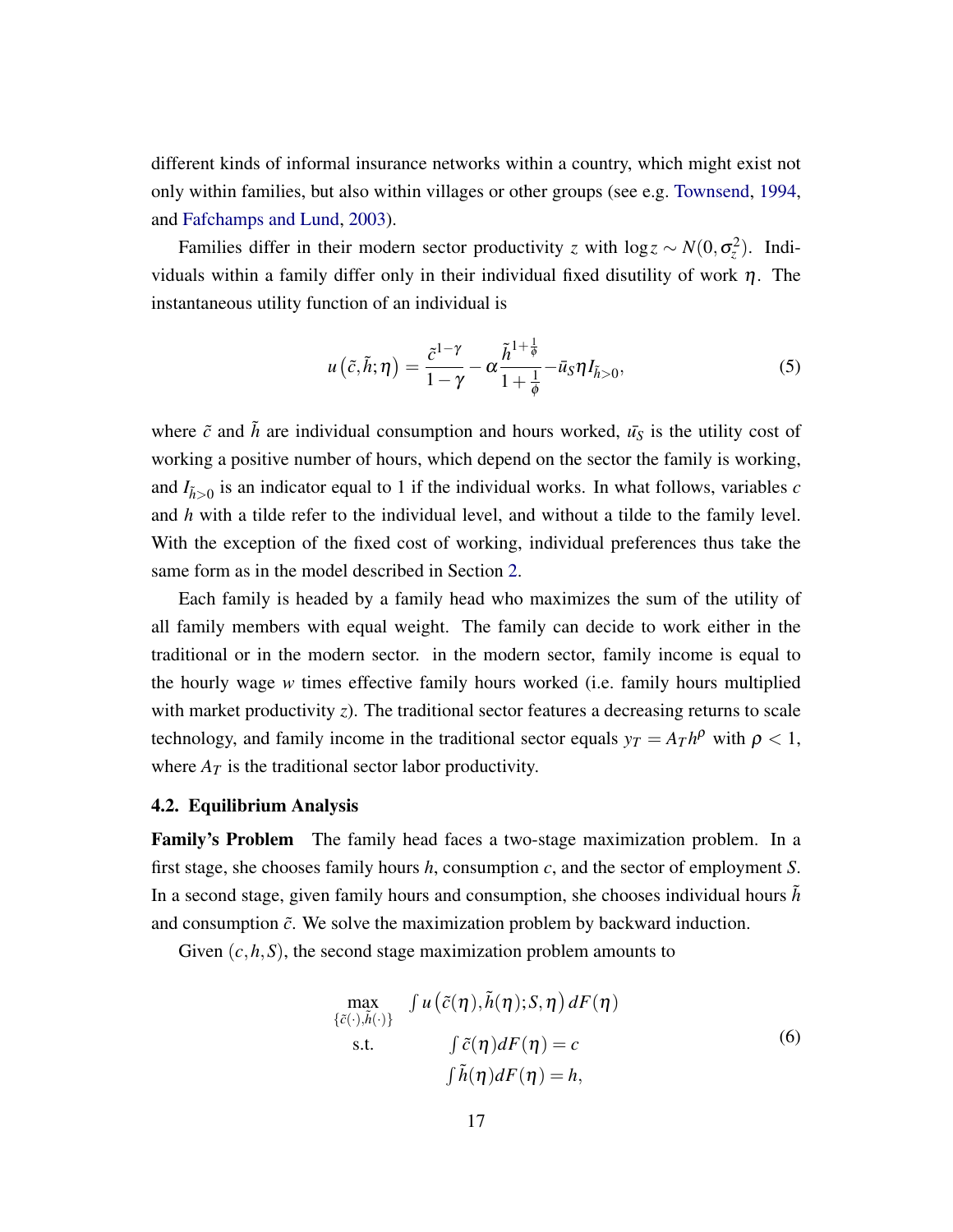different kinds of informal insurance networks within a country, which might exist not only within families, but also within villages or other groups (see e.g. Townsend, 1994, and Fafchamps and Lund, 2003).

Families differ in their modern sector productivity $z$ with $\log z \sim N(0, \sigma_z^2)$. Individuals within a family differ only in their individual fixed disutility of work $\eta$. The instantaneous utility function of an individual is

$$u\left(\tilde{c}, \tilde{h}; \eta\right) = \frac{\tilde{c}^{1-\gamma}}{1-\gamma} - \alpha \frac{\tilde{h}^{1+\frac{1}{\phi}}}{1+\frac{1}{\phi}} - \bar{u}_S \eta I_{\tilde{h}>0}, \tag{5}$$

where $\tilde{c}$ and $\tilde{h}$ are individual consumption and hours worked, $\bar{u}_S$ is the utility cost of working a positive number of hours, which depend on the sector the family is working, and $I_{\tilde{h}>0}$ is an indicator equal to 1 if the individual works. In what follows, variables $c$ and $h$ with a tilde refer to the individual level, and without a tilde to the family level. With the exception of the fixed cost of working, individual preferences thus take the same form as in the model described in Section 2.

Each family is headed by a family head who maximizes the sum of the utility of all family members with equal weight. The family can decide to work either in the traditional or in the modern sector. in the modern sector, family income is equal to the hourly wage $w$ times effective family hours worked (i.e. family hours multiplied with market productivity $z$). The traditional sector features a decreasing returns to scale technology, and family income in the traditional sector equals $y_T = A_T h^\rho$ with $\rho < 1$, where $A_T$ is the traditional sector labor productivity.

### 4.2. Equilibrium Analysis

**Family's Problem** The family head faces a two-stage maximization problem. In a first stage, she chooses family hours $h$, consumption $c$, and the sector of employment $S$. In a second stage, given family hours and consumption, she chooses individual hours $\tilde{h}$ and consumption $\tilde{c}$. We solve the maximization problem by backward induction.

Given $(c, h, S)$, the second stage maximization problem amounts to

$$\begin{aligned} \max_{\{\tilde{c}(\cdot), \tilde{h}(\cdot)\}} \quad & \int u\left(\tilde{c}(\eta), \tilde{h}(\eta); S, \eta\right) dF(\eta) \\ \text{s.t.} \quad & \int \tilde{c}(\eta) dF(\eta) = c \\ & \int \tilde{h}(\eta) dF(\eta) = h, \end{aligned} \tag{6}$$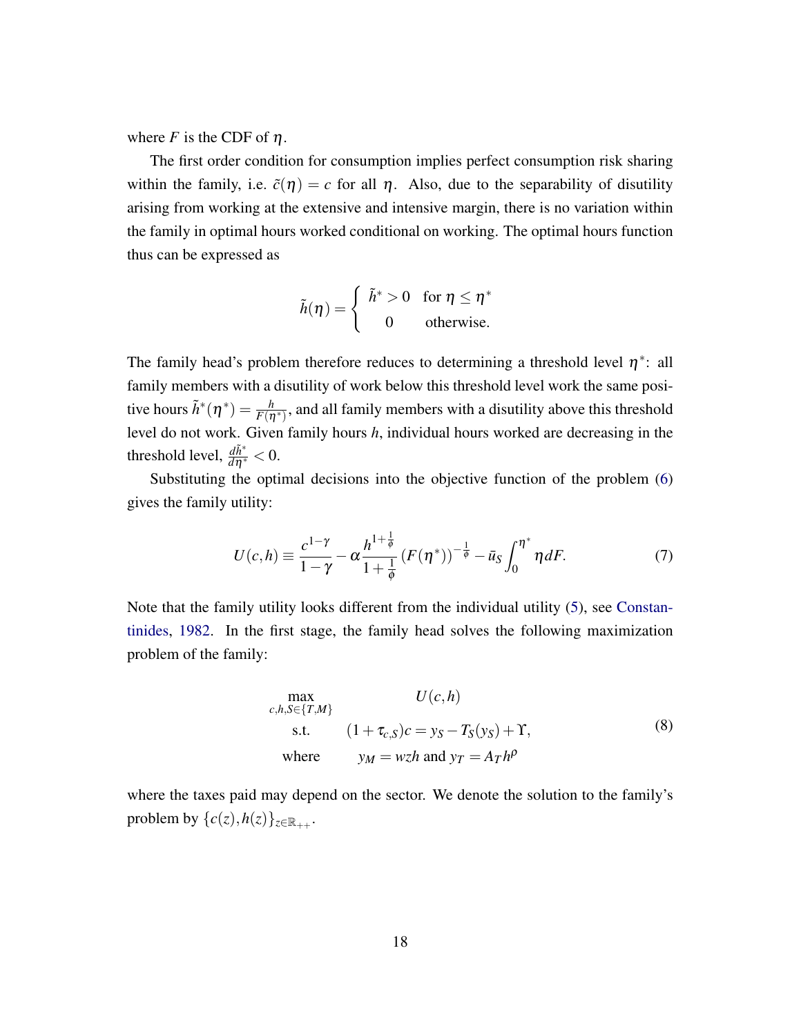where $F$ is the CDF of $\eta$.

The first order condition for consumption implies perfect consumption risk sharing within the family, i.e. $\tilde{c}(\eta) = c$ for all $\eta$. Also, due to the separability of disutility arising from working at the extensive and intensive margin, there is no variation within the family in optimal hours worked conditional on working. The optimal hours function thus can be expressed as

$$\tilde{h}(\eta) = \begin{cases} \tilde{h}^* > 0 & \text{for } \eta \leq \eta^* \\ 0 & \text{otherwise.} \end{cases}$$

The family head's problem therefore reduces to determining a threshold level $\eta^*$: all family members with a disutility of work below this threshold level work the same positive hours $\tilde{h}^*(\eta^*) = \frac{h}{F(\eta^*)}$, and all family members with a disutility above this threshold level do not work. Given family hours $h$, individual hours worked are decreasing in the threshold level, $\frac{d\tilde{h}^*}{d\eta^*} < 0$.

Substituting the optimal decisions into the objective function of the problem (6) gives the family utility:

$$U(c,h) \equiv \frac{c^{1-\gamma}}{1-\gamma} - \alpha \frac{h^{1+\frac{1}{\phi}}}{1+\frac{1}{\phi}} \left(F(\eta^*)\right)^{-\frac{1}{\phi}} - \bar{u}_S \int_0^{\eta^*} \eta dF. \tag{7}$$

Note that the family utility looks different from the individual utility (5), see Constantinides, 1982. In the first stage, the family head solves the following maximization problem of the family:

$$\begin{aligned} \max_{c,h,S \in \{T,M\}} \quad & U(c,h) \\ \text{s.t.} \quad & (1+\tau_{c,S})c = y_S - T_S(y_S) + \Upsilon, \\ \text{where} \quad & y_M = wzh \text{ and } y_T = A_T h^{\rho} \end{aligned} \tag{8}$$

where the taxes paid may depend on the sector. We denote the solution to the family's problem by $\{c(z), h(z)\}_{z \in \mathbb{R}_{++}}$.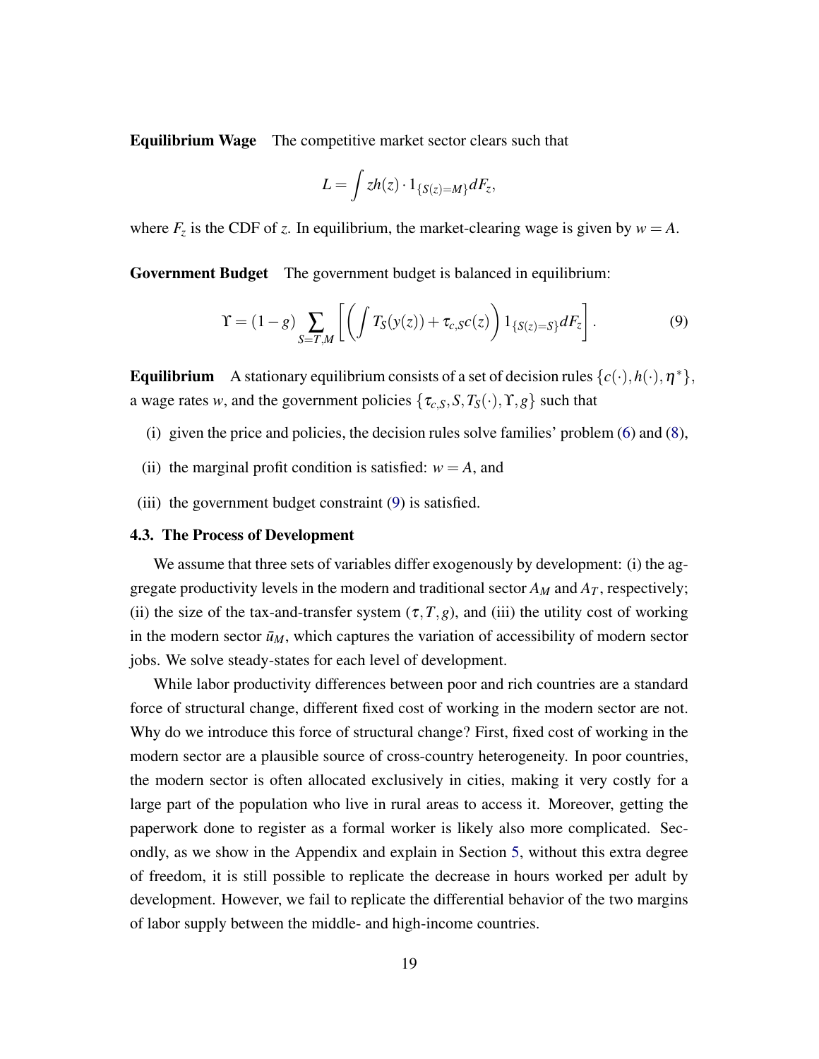**Equilibrium Wage** The competitive market sector clears such that

$$L = \int zh(z) \cdot 1_{\{S(z)=M\}} dF_z,$$

where $F_z$ is the CDF of $z$. In equilibrium, the market-clearing wage is given by $w = A$.

**Government Budget** The government budget is balanced in equilibrium:

$$\Upsilon = (1-g) \sum_{S=T,M} \left[ \left( \int T_S(y(z)) + \tau_{c,S} c(z) \right) 1_{\{S(z)=S\}} dF_z \right]. \tag{9}$$

**Equilibrium** A stationary equilibrium consists of a set of decision rules $\{c(\cdot), h(\cdot), \eta^*\}$, a wage rates $w$, and the government policies $\{\tau_{c,S}, S, T_S(\cdot), \Upsilon, g\}$ such that

(i) given the price and policies, the decision rules solve families' problem (6) and (8),

(ii) the marginal profit condition is satisfied: $w = A$, and

(iii) the government budget constraint (9) is satisfied.

### 4.3. The Process of Development

We assume that three sets of variables differ exogenously by development: (i) the aggregate productivity levels in the modern and traditional sector $A_M$ and $A_T$, respectively; (ii) the size of the tax-and-transfer system $(\tau, T, g)$, and (iii) the utility cost of working in the modern sector $\bar{u}_M$, which captures the variation of accessibility of modern sector jobs. We solve steady-states for each level of development.

While labor productivity differences between poor and rich countries are a standard force of structural change, different fixed cost of working in the modern sector are not. Why do we introduce this force of structural change? First, fixed cost of working in the modern sector are a plausible source of cross-country heterogeneity. In poor countries, the modern sector is often allocated exclusively in cities, making it very costly for a large part of the population who live in rural areas to access it. Moreover, getting the paperwork done to register as a formal worker is likely also more complicated. Secondly, as we show in the Appendix and explain in Section 5, without this extra degree of freedom, it is still possible to replicate the decrease in hours worked per adult by development. However, we fail to replicate the differential behavior of the two margins of labor supply between the middle- and high-income countries.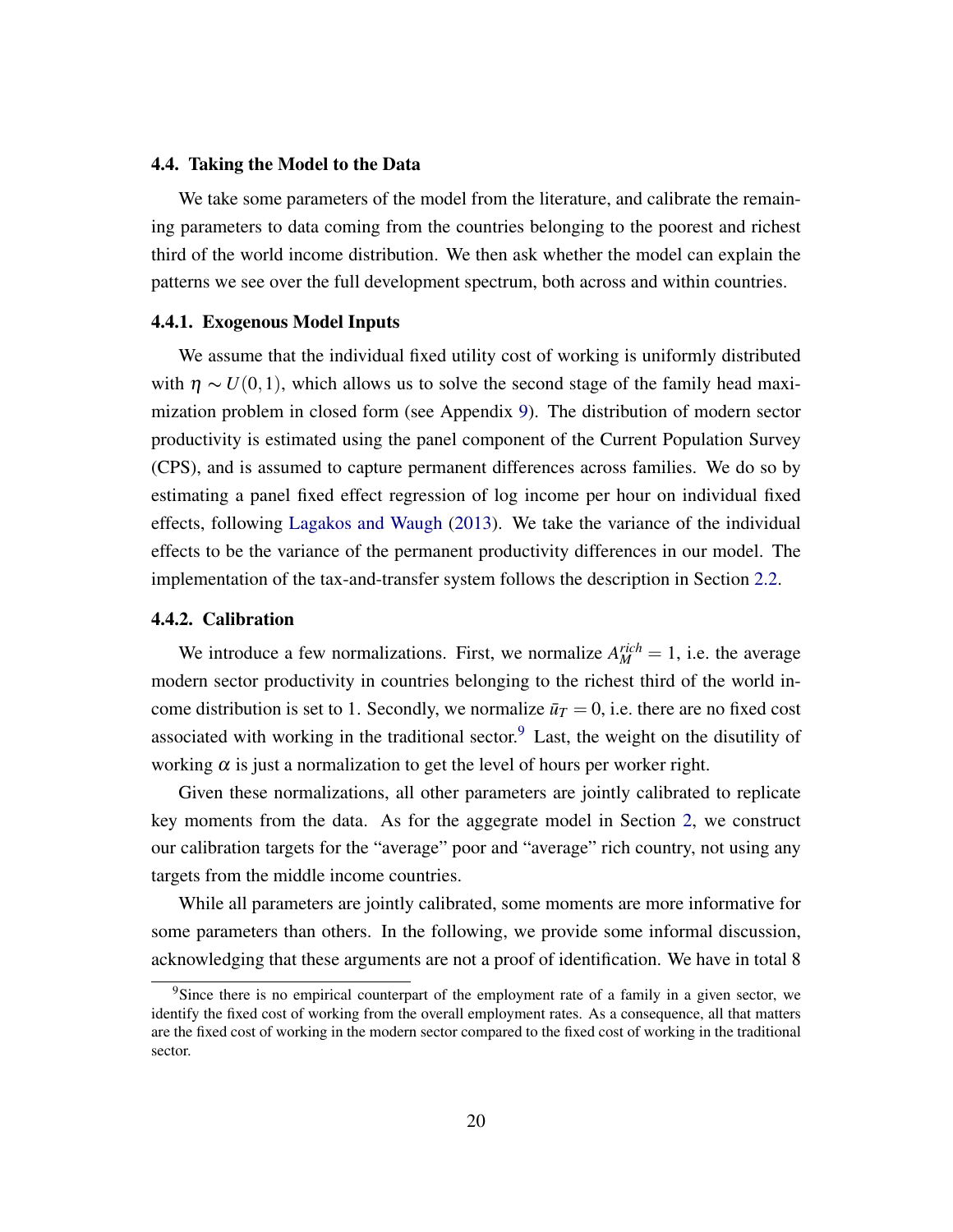### 4.4. Taking the Model to the Data

We take some parameters of the model from the literature, and calibrate the remaining parameters to data coming from the countries belonging to the poorest and richest third of the world income distribution. We then ask whether the model can explain the patterns we see over the full development spectrum, both across and within countries.

#### 4.4.1. Exogenous Model Inputs

We assume that the individual fixed utility cost of working is uniformly distributed with $\eta \sim U(0,1)$, which allows us to solve the second stage of the family head maximization problem in closed form (see Appendix 9). The distribution of modern sector productivity is estimated using the panel component of the Current Population Survey (CPS), and is assumed to capture permanent differences across families. We do so by estimating a panel fixed effect regression of log income per hour on individual fixed effects, following Lagakos and Waugh (2013). We take the variance of the individual effects to be the variance of the permanent productivity differences in our model. The implementation of the tax-and-transfer system follows the description in Section 2.2.

#### 4.4.2. Calibration

We introduce a few normalizations. First, we normalize $A_M^{rich} = 1$, i.e. the average modern sector productivity in countries belonging to the richest third of the world income distribution is set to 1. Secondly, we normalize $\bar{u}_T = 0$, i.e. there are no fixed cost associated with working in the traditional sector.[9] Last, the weight on the disutility of working $\alpha$ is just a normalization to get the level of hours per worker right.

Given these normalizations, all other parameters are jointly calibrated to replicate key moments from the data. As for the aggegrate model in Section 2, we construct our calibration targets for the "average" poor and "average" rich country, not using any targets from the middle income countries.

While all parameters are jointly calibrated, some moments are more informative for some parameters than others. In the following, we provide some informal discussion, acknowledging that these arguments are not a proof of identification. We have in total 8

[9] Since there is no empirical counterpart of the employment rate of a family in a given sector, we identify the fixed cost of working from the overall employment rates. As a consequence, all that matters are the fixed cost of working in the modern sector compared to the fixed cost of working in the traditional sector.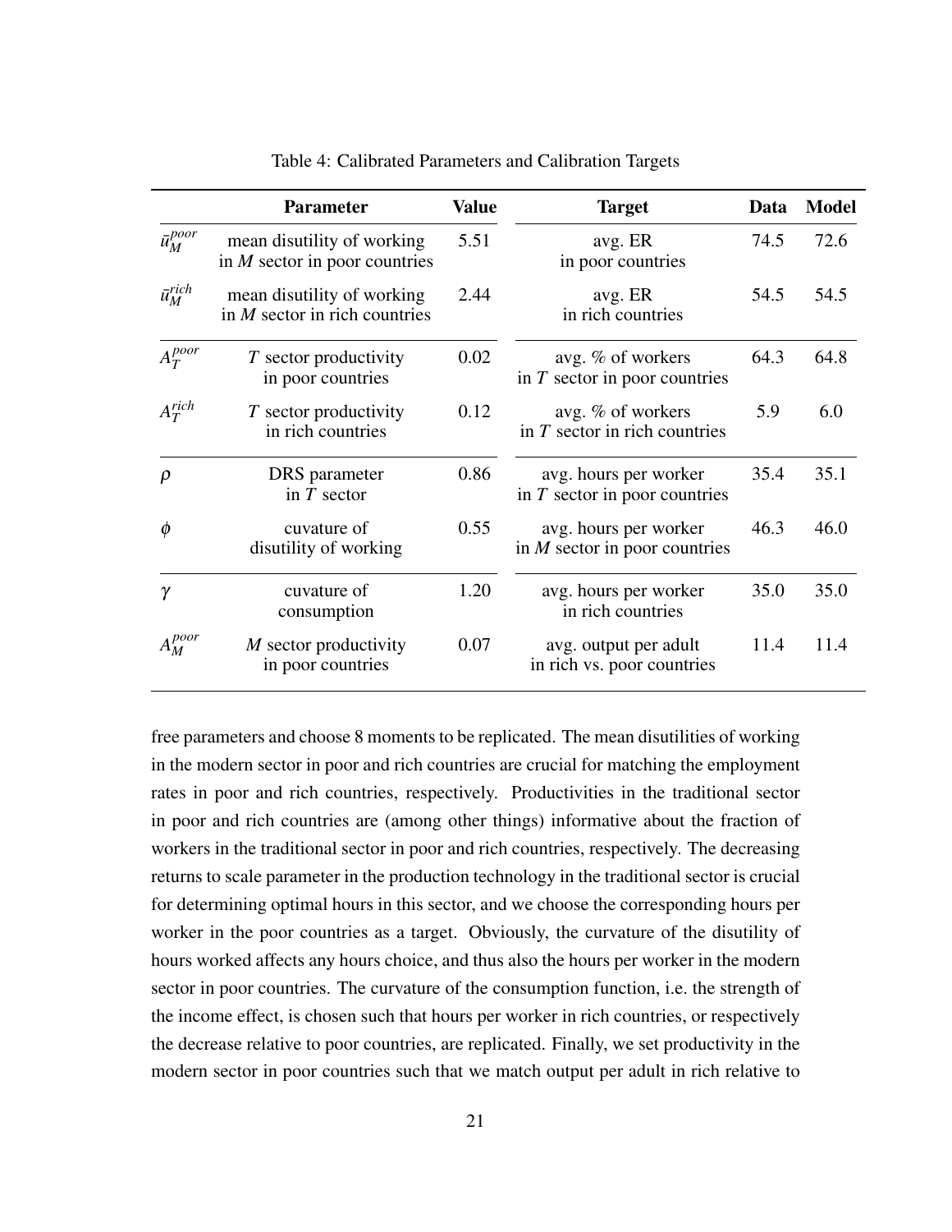Table 4: Calibrated Parameters and Calibration Targets

| | Parameter | Value | Target | Data | Model |
|---|---|---|---|---|---|
| $\bar{u}_M^{poor}$ | mean disutility of working in $M$ sector in poor countries | 5.51 | avg. ER in poor countries | 74.5 | 72.6 |
| $\bar{u}_M^{rich}$ | mean disutility of working in $M$ sector in rich countries | 2.44 | avg. ER in rich countries | 54.5 | 54.5 |
| $A_T^{poor}$ | $T$ sector productivity in poor countries | 0.02 | avg. % of workers in $T$ sector in poor countries | 64.3 | 64.8 |
| $A_T^{rich}$ | $T$ sector productivity in rich countries | 0.12 | avg. % of workers in $T$ sector in rich countries | 5.9 | 6.0 |
| $\rho$ | DRS parameter in $T$ sector | 0.86 | avg. hours per worker in $T$ sector in poor countries | 35.4 | 35.1 |
| $\phi$ | cuvature of disutility of working | 0.55 | avg. hours per worker in $M$ sector in poor countries | 46.3 | 46.0 |
| $\gamma$ | cuvature of consumption | 1.20 | avg. hours per worker in rich countries | 35.0 | 35.0 |
| $A_M^{poor}$ | $M$ sector productivity in poor countries | 0.07 | avg. output per adult in rich vs. poor countries | 11.4 | 11.4 |

free parameters and choose 8 moments to be replicated. The mean disutilities of working in the modern sector in poor and rich countries are crucial for matching the employment rates in poor and rich countries, respectively. Productivities in the traditional sector in poor and rich countries are (among other things) informative about the fraction of workers in the traditional sector in poor and rich countries, respectively. The decreasing returns to scale parameter in the production technology in the traditional sector is crucial for determining optimal hours in this sector, and we choose the corresponding hours per worker in the poor countries as a target. Obviously, the curvature of the disutility of hours worked affects any hours choice, and thus also the hours per worker in the modern sector in poor countries. The curvature of the consumption function, i.e. the strength of the income effect, is chosen such that hours per worker in rich countries, or respectively the decrease relative to poor countries, are replicated. Finally, we set productivity in the modern sector in poor countries such that we match output per adult in rich relative to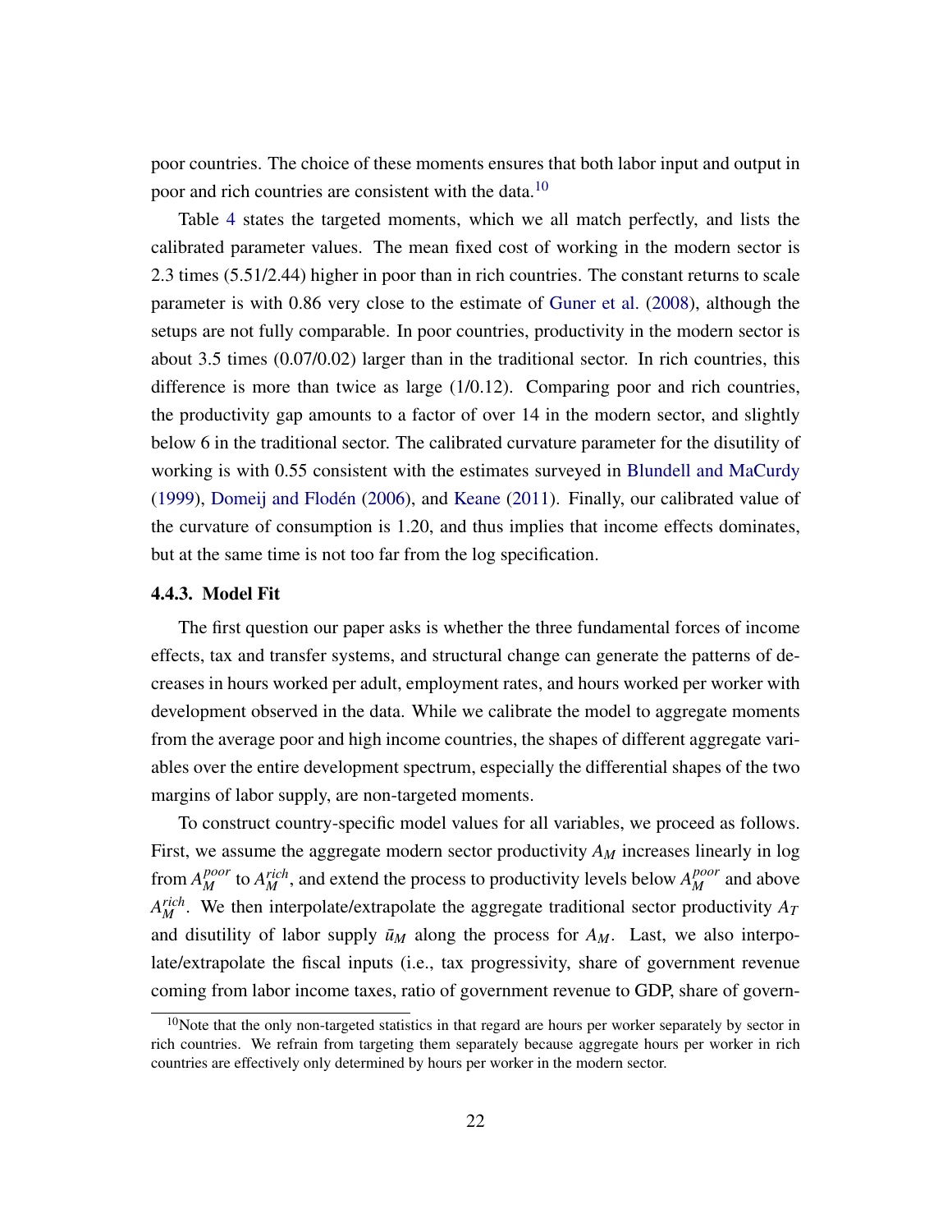poor countries. The choice of these moments ensures that both labor input and output in poor and rich countries are consistent with the data.[10]

Table 4 states the targeted moments, which we all match perfectly, and lists the calibrated parameter values. The mean fixed cost of working in the modern sector is 2.3 times (5.51/2.44) higher in poor than in rich countries. The constant returns to scale parameter is with 0.86 very close to the estimate of Guner et al. (2008), although the setups are not fully comparable. In poor countries, productivity in the modern sector is about 3.5 times (0.07/0.02) larger than in the traditional sector. In rich countries, this difference is more than twice as large (1/0.12). Comparing poor and rich countries, the productivity gap amounts to a factor of over 14 in the modern sector, and slightly below 6 in the traditional sector. The calibrated curvature parameter for the disutility of working is with 0.55 consistent with the estimates surveyed in Blundell and MaCurdy (1999), Domeij and Flodén (2006), and Keane (2011). Finally, our calibrated value of the curvature of consumption is 1.20, and thus implies that income effects dominates, but at the same time is not too far from the log specification.

### 4.4.3. Model Fit

The first question our paper asks is whether the three fundamental forces of income effects, tax and transfer systems, and structural change can generate the patterns of decreases in hours worked per adult, employment rates, and hours worked per worker with development observed in the data. While we calibrate the model to aggregate moments from the average poor and high income countries, the shapes of different aggregate variables over the entire development spectrum, especially the differential shapes of the two margins of labor supply, are non-targeted moments.

To construct country-specific model values for all variables, we proceed as follows. First, we assume the aggregate modern sector productivity $A_M$ increases linearly in log from $A_M^{poor}$ to $A_M^{rich}$, and extend the process to productivity levels below $A_M^{poor}$ and above $A_M^{rich}$. We then interpolate/extrapolate the aggregate traditional sector productivity $A_T$ and disutility of labor supply $\bar{u}_M$ along the process for $A_M$. Last, we also interpolate/extrapolate the fiscal inputs (i.e., tax progressivity, share of government revenue coming from labor income taxes, ratio of government revenue to GDP, share of govern-

[10]Note that the only non-targeted statistics in that regard are hours per worker separately by sector in rich countries. We refrain from targeting them separately because aggregate hours per worker in rich countries are effectively only determined by hours per worker in the modern sector.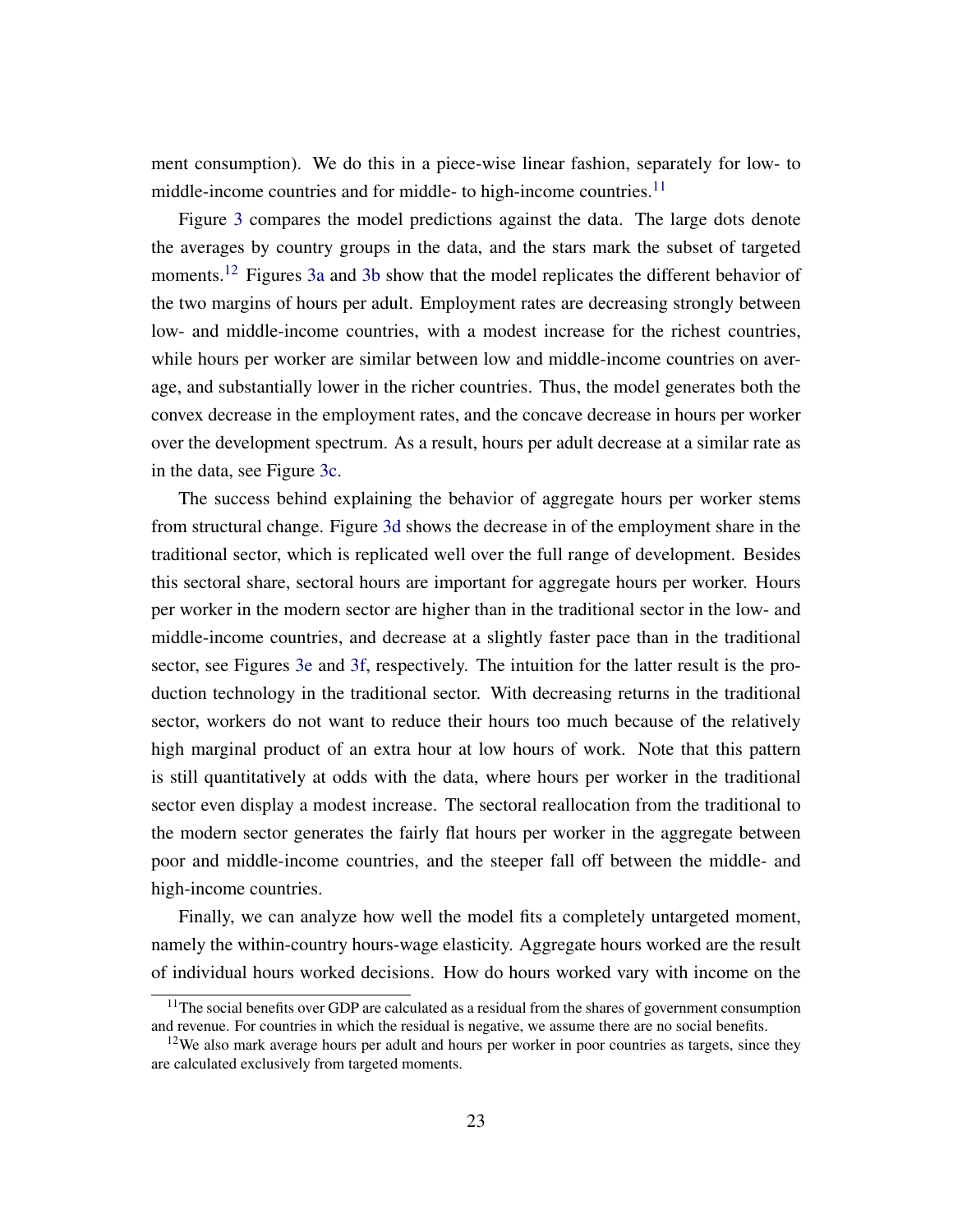ment consumption). We do this in a piece-wise linear fashion, separately for low- to middle-income countries and for middle- to high-income countries.[11]

Figure 3 compares the model predictions against the data. The large dots denote the averages by country groups in the data, and the stars mark the subset of targeted moments.[12] Figures 3a and 3b show that the model replicates the different behavior of the two margins of hours per adult. Employment rates are decreasing strongly between low- and middle-income countries, with a modest increase for the richest countries, while hours per worker are similar between low and middle-income countries on average, and substantially lower in the richer countries. Thus, the model generates both the convex decrease in the employment rates, and the concave decrease in hours per worker over the development spectrum. As a result, hours per adult decrease at a similar rate as in the data, see Figure 3c.

The success behind explaining the behavior of aggregate hours per worker stems from structural change. Figure 3d shows the decrease in of the employment share in the traditional sector, which is replicated well over the full range of development. Besides this sectoral share, sectoral hours are important for aggregate hours per worker. Hours per worker in the modern sector are higher than in the traditional sector in the low- and middle-income countries, and decrease at a slightly faster pace than in the traditional sector, see Figures 3e and 3f, respectively. The intuition for the latter result is the production technology in the traditional sector. With decreasing returns in the traditional sector, workers do not want to reduce their hours too much because of the relatively high marginal product of an extra hour at low hours of work. Note that this pattern is still quantitatively at odds with the data, where hours per worker in the traditional sector even display a modest increase. The sectoral reallocation from the traditional to the modern sector generates the fairly flat hours per worker in the aggregate between poor and middle-income countries, and the steeper fall off between the middle- and high-income countries.

Finally, we can analyze how well the model fits a completely untargeted moment, namely the within-country hours-wage elasticity. Aggregate hours worked are the result of individual hours worked decisions. How do hours worked vary with income on the

[11] The social benefits over GDP are calculated as a residual from the shares of government consumption and revenue. For countries in which the residual is negative, we assume there are no social benefits.

[12] We also mark average hours per adult and hours per worker in poor countries as targets, since they are calculated exclusively from targeted moments.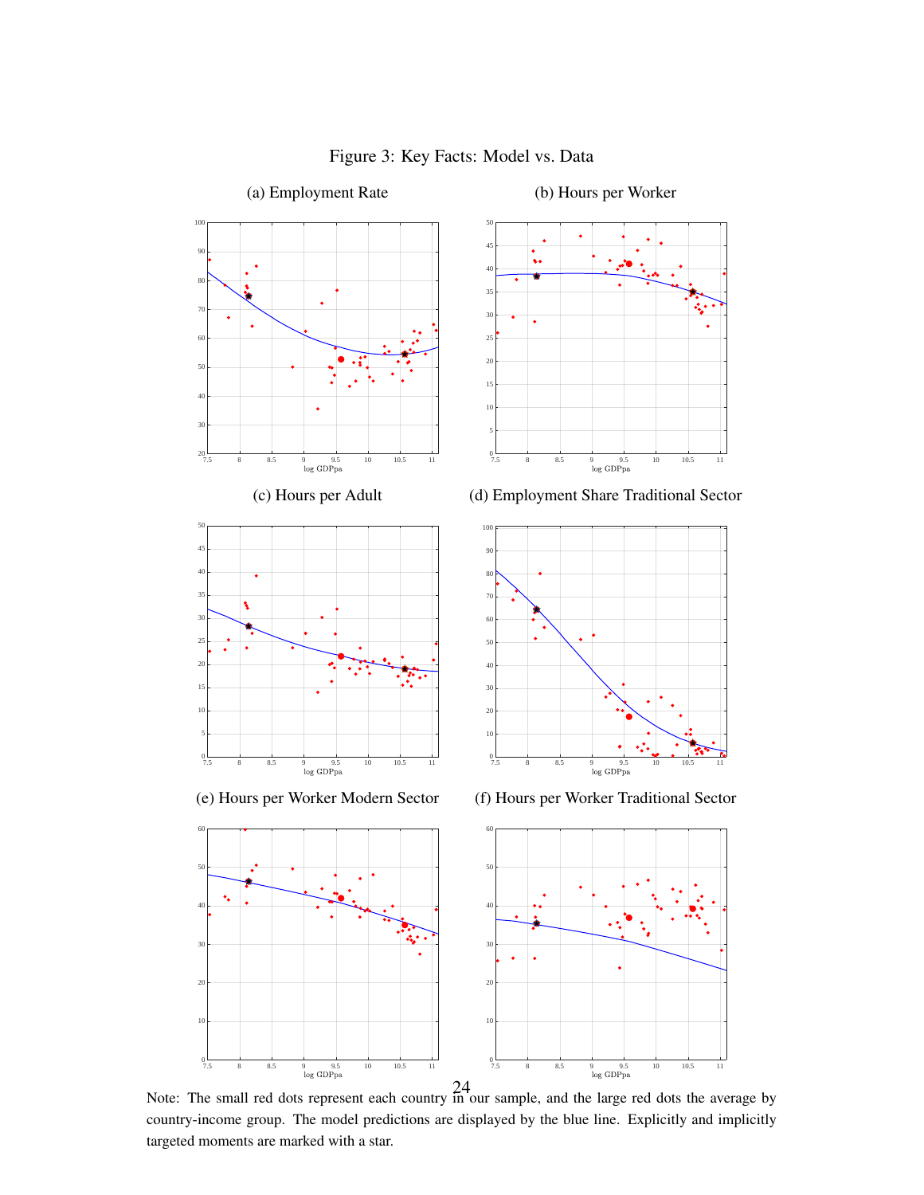Figure 3: Key Facts: Model vs. Data

(a) Employment Rate

(b) Hours per Worker

(c) Hours per Adult

(d) Employment Share Traditional Sector

(e) Hours per Worker Modern Sector

(f) Hours per Worker Traditional Sector

Note: The small red dots represent each country in our sample, and the large red dots the average by country-income group. The model predictions are displayed by the blue line. Explicitly and implicitly targeted moments are marked with a star.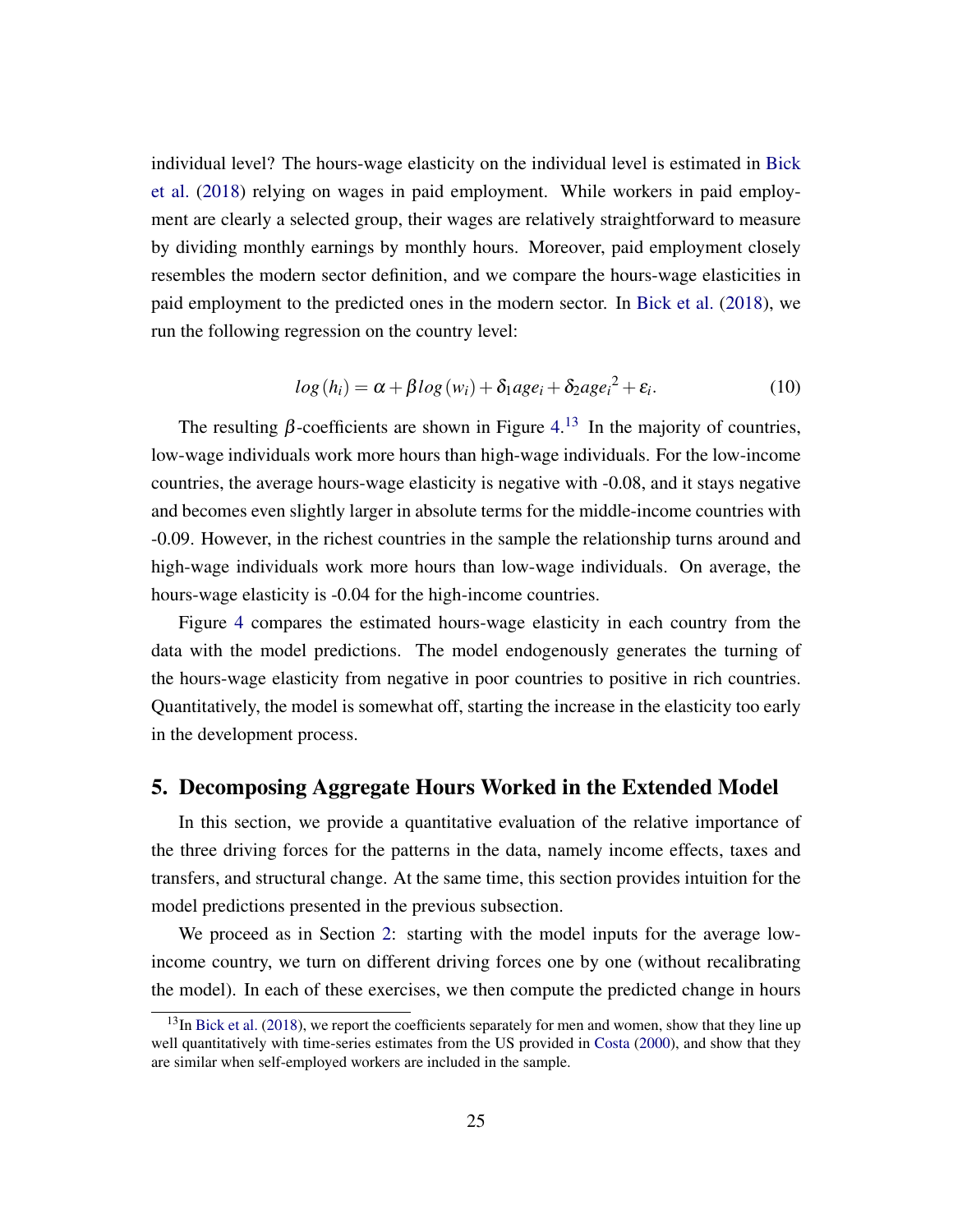individual level? The hours-wage elasticity on the individual level is estimated in Bick et al. (2018) relying on wages in paid employment. While workers in paid employment are clearly a selected group, their wages are relatively straightforward to measure by dividing monthly earnings by monthly hours. Moreover, paid employment closely resembles the modern sector definition, and we compare the hours-wage elasticities in paid employment to the predicted ones in the modern sector. In Bick et al. (2018), we run the following regression on the country level:

$$log\left(h_i\right) = \alpha + \beta log\left(w_i\right) + \delta_1 age_i + \delta_2 age_i{}^2 + \varepsilon_i. \tag{10}$$

The resulting $\beta$-coefficients are shown in Figure 4.[13] In the majority of countries, low-wage individuals work more hours than high-wage individuals. For the low-income countries, the average hours-wage elasticity is negative with -0.08, and it stays negative and becomes even slightly larger in absolute terms for the middle-income countries with -0.09. However, in the richest countries in the sample the relationship turns around and high-wage individuals work more hours than low-wage individuals. On average, the hours-wage elasticity is -0.04 for the high-income countries.

Figure 4 compares the estimated hours-wage elasticity in each country from the data with the model predictions. The model endogenously generates the turning of the hours-wage elasticity from negative in poor countries to positive in rich countries. Quantitatively, the model is somewhat off, starting the increase in the elasticity too early in the development process.

## 5. Decomposing Aggregate Hours Worked in the Extended Model

In this section, we provide a quantitative evaluation of the relative importance of the three driving forces for the patterns in the data, namely income effects, taxes and transfers, and structural change. At the same time, this section provides intuition for the model predictions presented in the previous subsection.

We proceed as in Section 2: starting with the model inputs for the average low-income country, we turn on different driving forces one by one (without recalibrating the model). In each of these exercises, we then compute the predicted change in hours

[13] In Bick et al. (2018), we report the coefficients separately for men and women, show that they line up well quantitatively with time-series estimates from the US provided in Costa (2000), and show that they are similar when self-employed workers are included in the sample.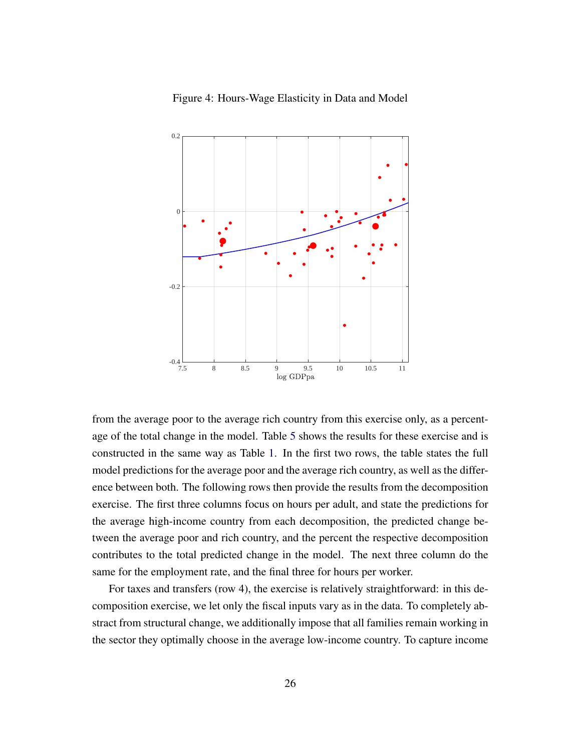Figure 4: Hours-Wage Elasticity in Data and Model

from the average poor to the average rich country from this exercise only, as a percentage of the total change in the model. Table 5 shows the results for these exercise and is constructed in the same way as Table 1. In the first two rows, the table states the full model predictions for the average poor and the average rich country, as well as the difference between both. The following rows then provide the results from the decomposition exercise. The first three columns focus on hours per adult, and state the predictions for the average high-income country from each decomposition, the predicted change between the average poor and rich country, and the percent the respective decomposition contributes to the total predicted change in the model. The next three column do the same for the employment rate, and the final three for hours per worker.

For taxes and transfers (row 4), the exercise is relatively straightforward: in this decomposition exercise, we let only the fiscal inputs vary as in the data. To completely abstract from structural change, we additionally impose that all families remain working in the sector they optimally choose in the average low-income country. To capture income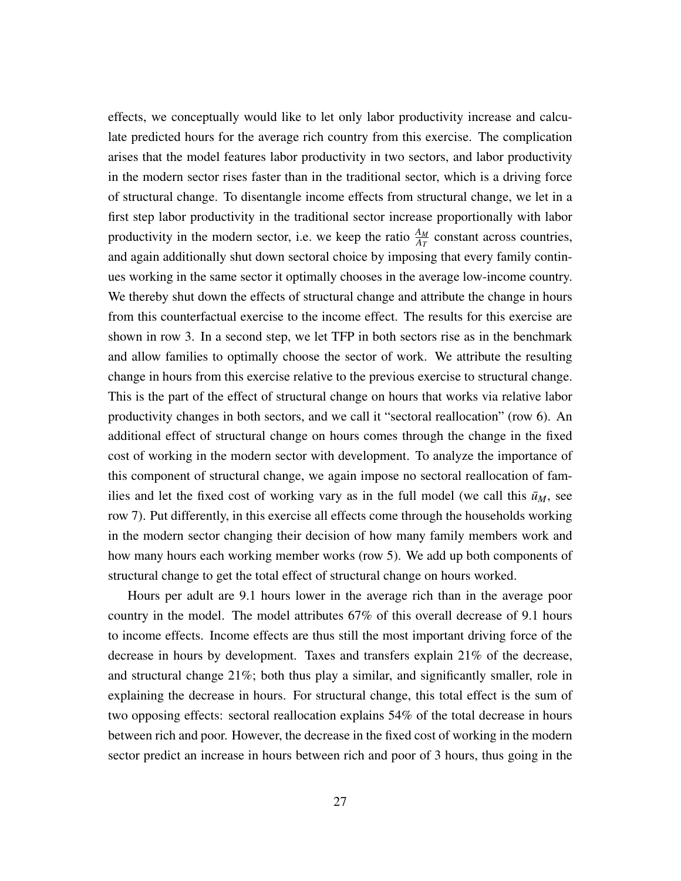effects, we conceptually would like to let only labor productivity increase and calculate predicted hours for the average rich country from this exercise. The complication arises that the model features labor productivity in two sectors, and labor productivity in the modern sector rises faster than in the traditional sector, which is a driving force of structural change. To disentangle income effects from structural change, we let in a first step labor productivity in the traditional sector increase proportionally with labor productivity in the modern sector, i.e. we keep the ratio $\frac{A_M}{A_T}$ constant across countries, and again additionally shut down sectoral choice by imposing that every family continues working in the same sector it optimally chooses in the average low-income country. We thereby shut down the effects of structural change and attribute the change in hours from this counterfactual exercise to the income effect. The results for this exercise are shown in row 3. In a second step, we let TFP in both sectors rise as in the benchmark and allow families to optimally choose the sector of work. We attribute the resulting change in hours from this exercise relative to the previous exercise to structural change. This is the part of the effect of structural change on hours that works via relative labor productivity changes in both sectors, and we call it "sectoral reallocation" (row 6). An additional effect of structural change on hours comes through the change in the fixed cost of working in the modern sector with development. To analyze the importance of this component of structural change, we again impose no sectoral reallocation of families and let the fixed cost of working vary as in the full model (we call this $\bar{u}_M$, see row 7). Put differently, in this exercise all effects come through the households working in the modern sector changing their decision of how many family members work and how many hours each working member works (row 5). We add up both components of structural change to get the total effect of structural change on hours worked.

Hours per adult are 9.1 hours lower in the average rich than in the average poor country in the model. The model attributes 67% of this overall decrease of 9.1 hours to income effects. Income effects are thus still the most important driving force of the decrease in hours by development. Taxes and transfers explain 21% of the decrease, and structural change 21%; both thus play a similar, and significantly smaller, role in explaining the decrease in hours. For structural change, this total effect is the sum of two opposing effects: sectoral reallocation explains 54% of the total decrease in hours between rich and poor. However, the decrease in the fixed cost of working in the modern sector predict an increase in hours between rich and poor of 3 hours, thus going in the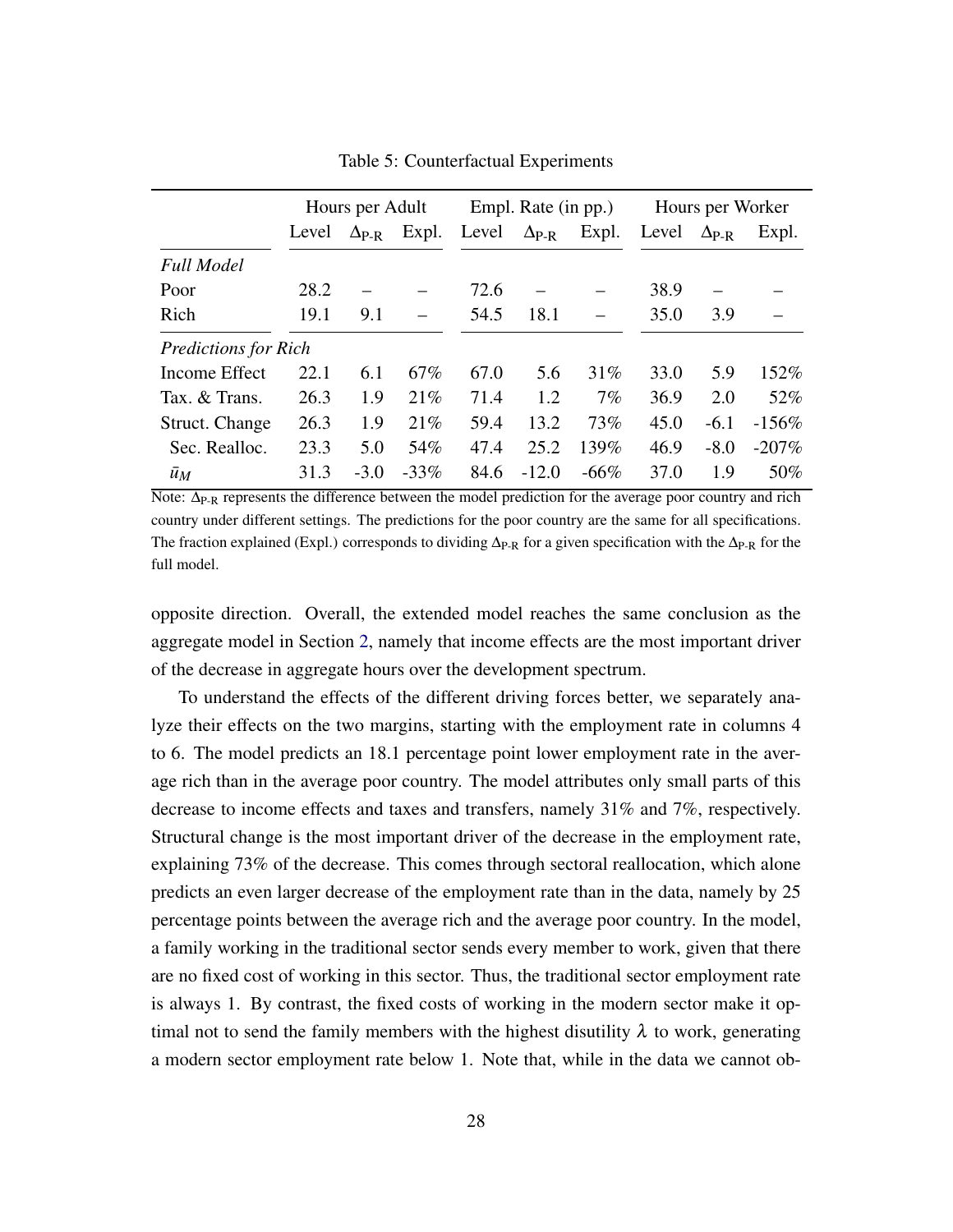Table 5: Counterfactual Experiments

| | Hours per Adult | | | Empl. Rate (in pp.) | | | Hours per Worker | | |
|---|---|---|---|---|---|---|---|---|---|
| | Level | $\Delta_{\text{P-R}}$ | Expl. | Level | $\Delta_{\text{P-R}}$ | Expl. | Level | $\Delta_{\text{P-R}}$ | Expl. |
| *Full Model* | | | | | | | | | |
| Poor | 28.2 | – | – | 72.6 | – | – | 38.9 | – | – |
| Rich | 19.1 | 9.1 | – | 54.5 | 18.1 | – | 35.0 | 3.9 | – |
| *Predictions for Rich* | | | | | | | | | |
| Income Effect | 22.1 | 6.1 | 67% | 67.0 | 5.6 | 31% | 33.0 | 5.9 | 152% |
| Tax. & Trans. | 26.3 | 1.9 | 21% | 71.4 | 1.2 | 7% | 36.9 | 2.0 | 52% |
| Struct. Change | 26.3 | 1.9 | 21% | 59.4 | 13.2 | 73% | 45.0 | -6.1 | -156% |
| Sec. Realloc. | 23.3 | 5.0 | 54% | 47.4 | 25.2 | 139% | 46.9 | -8.0 | -207% |
| $\bar{u}_M$ | 31.3 | -3.0 | -33% | 84.6 | -12.0 | -66% | 37.0 | 1.9 | 50% |

Note: $\Delta_{\text{P-R}}$ represents the difference between the model prediction for the average poor country and rich country under different settings. The predictions for the poor country are the same for all specifications. The fraction explained (Expl.) corresponds to dividing $\Delta_{\text{P-R}}$ for a given specification with the $\Delta_{\text{P-R}}$ for the full model.

opposite direction. Overall, the extended model reaches the same conclusion as the aggregate model in Section 2, namely that income effects are the most important driver of the decrease in aggregate hours over the development spectrum.

To understand the effects of the different driving forces better, we separately analyze their effects on the two margins, starting with the employment rate in columns 4 to 6. The model predicts an 18.1 percentage point lower employment rate in the average rich than in the average poor country. The model attributes only small parts of this decrease to income effects and taxes and transfers, namely 31% and 7%, respectively. Structural change is the most important driver of the decrease in the employment rate, explaining 73% of the decrease. This comes through sectoral reallocation, which alone predicts an even larger decrease of the employment rate than in the data, namely by 25 percentage points between the average rich and the average poor country. In the model, a family working in the traditional sector sends every member to work, given that there are no fixed cost of working in this sector. Thus, the traditional sector employment rate is always 1. By contrast, the fixed costs of working in the modern sector make it optimal not to send the family members with the highest disutility $\lambda$ to work, generating a modern sector employment rate below 1. Note that, while in the data we cannot ob-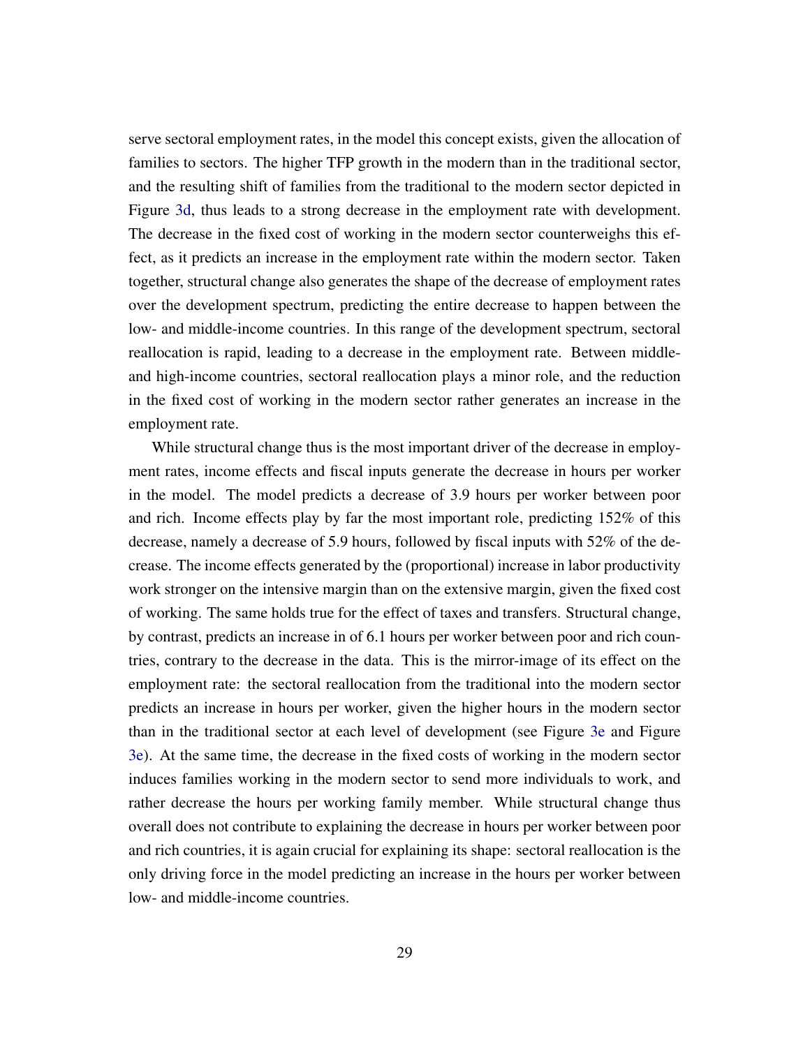serve sectoral employment rates, in the model this concept exists, given the allocation of families to sectors. The higher TFP growth in the modern than in the traditional sector, and the resulting shift of families from the traditional to the modern sector depicted in Figure 3d, thus leads to a strong decrease in the employment rate with development. The decrease in the fixed cost of working in the modern sector counterweighs this effect, as it predicts an increase in the employment rate within the modern sector. Taken together, structural change also generates the shape of the decrease of employment rates over the development spectrum, predicting the entire decrease to happen between the low- and middle-income countries. In this range of the development spectrum, sectoral reallocation is rapid, leading to a decrease in the employment rate. Between middle- and high-income countries, sectoral reallocation plays a minor role, and the reduction in the fixed cost of working in the modern sector rather generates an increase in the employment rate.

While structural change thus is the most important driver of the decrease in employment rates, income effects and fiscal inputs generate the decrease in hours per worker in the model. The model predicts a decrease of 3.9 hours per worker between poor and rich. Income effects play by far the most important role, predicting 152% of this decrease, namely a decrease of 5.9 hours, followed by fiscal inputs with 52% of the decrease. The income effects generated by the (proportional) increase in labor productivity work stronger on the intensive margin than on the extensive margin, given the fixed cost of working. The same holds true for the effect of taxes and transfers. Structural change, by contrast, predicts an increase in of 6.1 hours per worker between poor and rich countries, contrary to the decrease in the data. This is the mirror-image of its effect on the employment rate: the sectoral reallocation from the traditional into the modern sector predicts an increase in hours per worker, given the higher hours in the modern sector than in the traditional sector at each level of development (see Figure 3e and Figure 3e). At the same time, the decrease in the fixed costs of working in the modern sector induces families working in the modern sector to send more individuals to work, and rather decrease the hours per working family member. While structural change thus overall does not contribute to explaining the decrease in hours per worker between poor and rich countries, it is again crucial for explaining its shape: sectoral reallocation is the only driving force in the model predicting an increase in the hours per worker between low- and middle-income countries.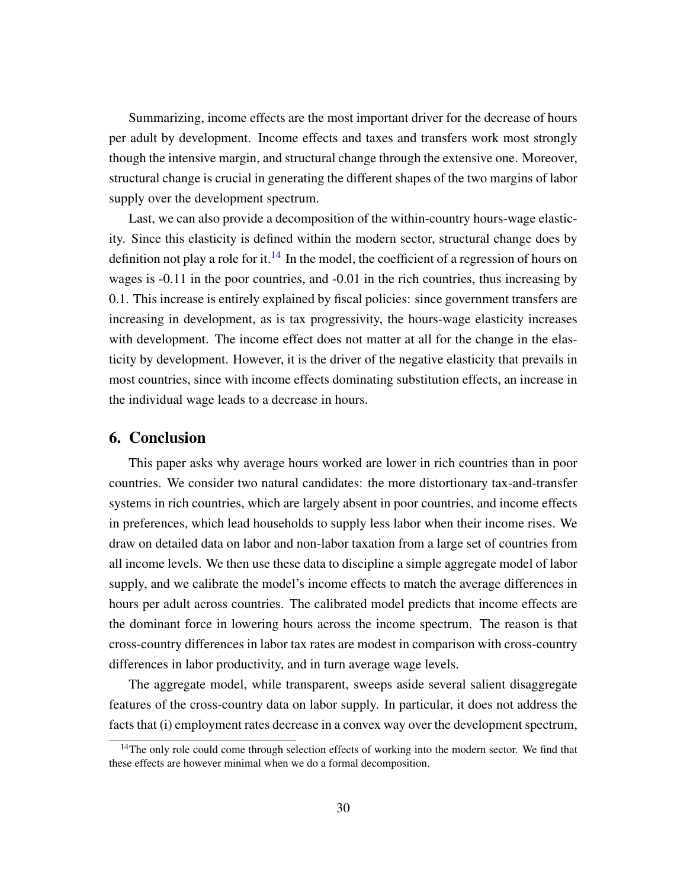Summarizing, income effects are the most important driver for the decrease of hours per adult by development. Income effects and taxes and transfers work most strongly though the intensive margin, and structural change through the extensive one. Moreover, structural change is crucial in generating the different shapes of the two margins of labor supply over the development spectrum.

Last, we can also provide a decomposition of the within-country hours-wage elasticity. Since this elasticity is defined within the modern sector, structural change does by definition not play a role for it.[14] In the model, the coefficient of a regression of hours on wages is -0.11 in the poor countries, and -0.01 in the rich countries, thus increasing by 0.1. This increase is entirely explained by fiscal policies: since government transfers are increasing in development, as is tax progressivity, the hours-wage elasticity increases with development. The income effect does not matter at all for the change in the elasticity by development. However, it is the driver of the negative elasticity that prevails in most countries, since with income effects dominating substitution effects, an increase in the individual wage leads to a decrease in hours.

## 6. Conclusion

This paper asks why average hours worked are lower in rich countries than in poor countries. We consider two natural candidates: the more distortionary tax-and-transfer systems in rich countries, which are largely absent in poor countries, and income effects in preferences, which lead households to supply less labor when their income rises. We draw on detailed data on labor and non-labor taxation from a large set of countries from all income levels. We then use these data to discipline a simple aggregate model of labor supply, and we calibrate the model's income effects to match the average differences in hours per adult across countries. The calibrated model predicts that income effects are the dominant force in lowering hours across the income spectrum. The reason is that cross-country differences in labor tax rates are modest in comparison with cross-country differences in labor productivity, and in turn average wage levels.

The aggregate model, while transparent, sweeps aside several salient disaggregate features of the cross-country data on labor supply. In particular, it does not address the facts that (i) employment rates decrease in a convex way over the development spectrum,

[14] The only role could come through selection effects of working into the modern sector. We find that these effects are however minimal when we do a formal decomposition.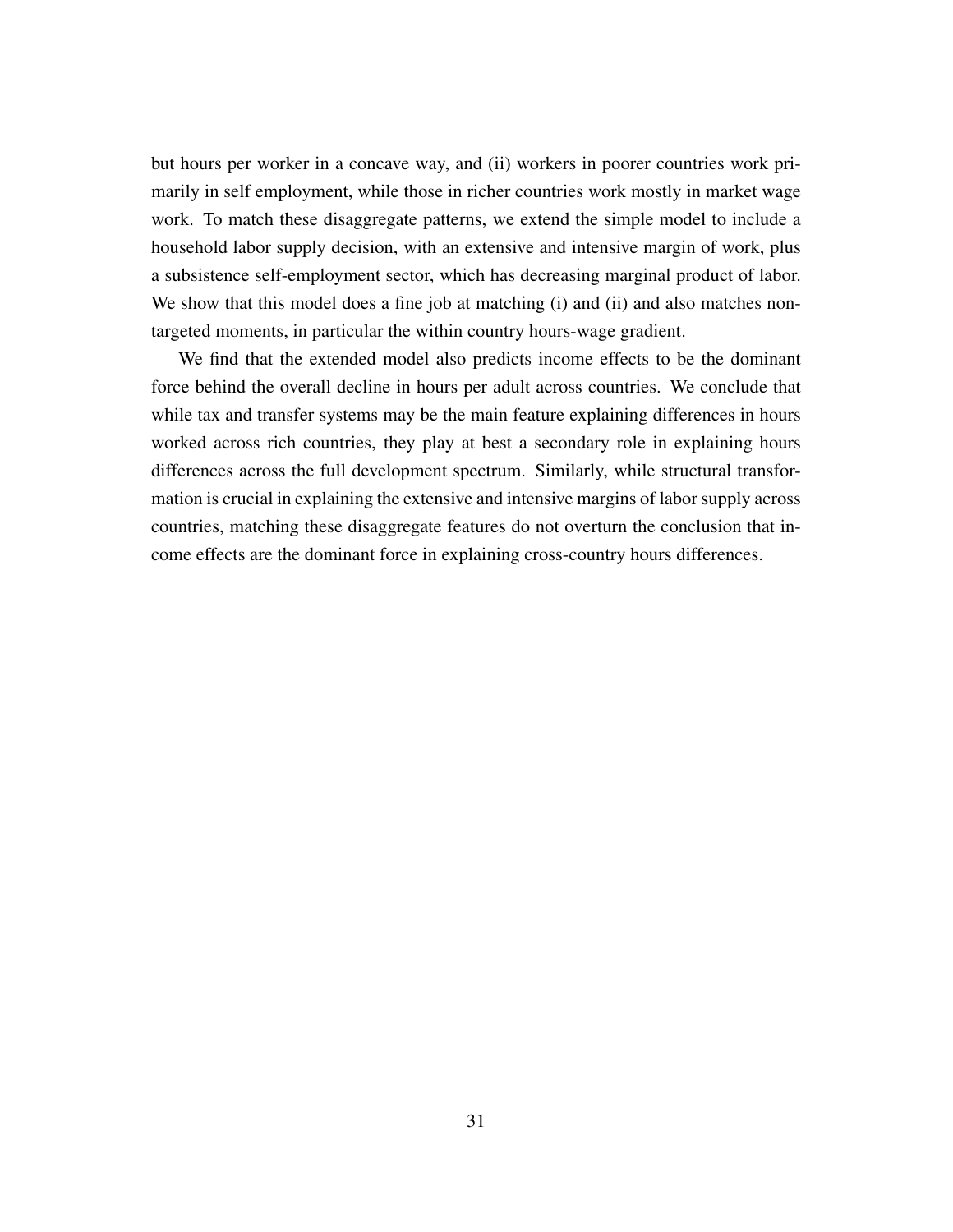but hours per worker in a concave way, and (ii) workers in poorer countries work primarily in self employment, while those in richer countries work mostly in market wage work. To match these disaggregate patterns, we extend the simple model to include a household labor supply decision, with an extensive and intensive margin of work, plus a subsistence self-employment sector, which has decreasing marginal product of labor. We show that this model does a fine job at matching (i) and (ii) and also matches non-targeted moments, in particular the within country hours-wage gradient.

We find that the extended model also predicts income effects to be the dominant force behind the overall decline in hours per adult across countries. We conclude that while tax and transfer systems may be the main feature explaining differences in hours worked across rich countries, they play at best a secondary role in explaining hours differences across the full development spectrum. Similarly, while structural transformation is crucial in explaining the extensive and intensive margins of labor supply across countries, matching these disaggregate features do not overturn the conclusion that income effects are the dominant force in explaining cross-country hours differences.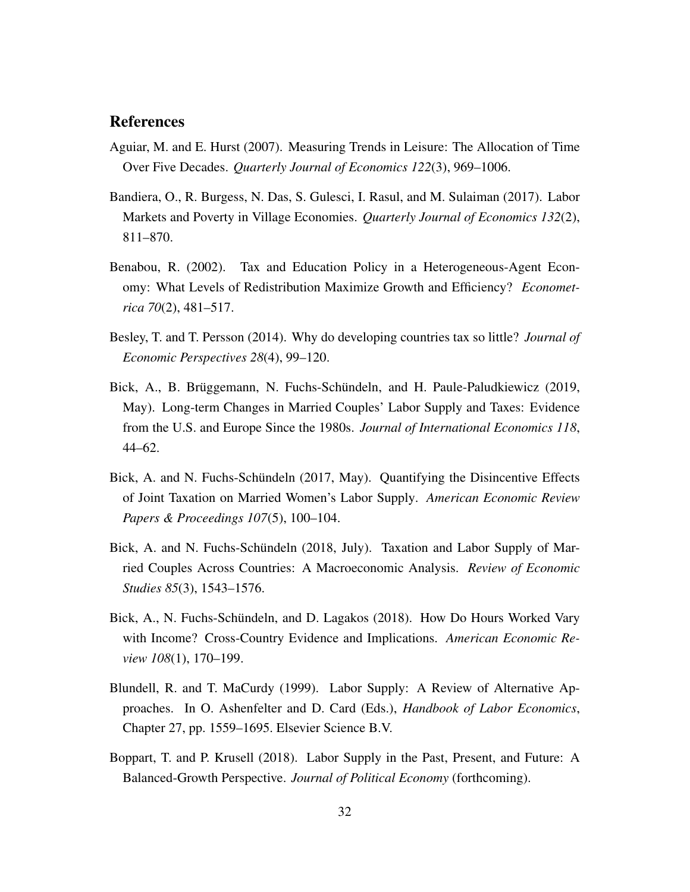## References

Aguiar, M. and E. Hurst (2007). Measuring Trends in Leisure: The Allocation of Time Over Five Decades. *Quarterly Journal of Economics 122*(3), 969–1006.

Bandiera, O., R. Burgess, N. Das, S. Gulesci, I. Rasul, and M. Sulaiman (2017). Labor Markets and Poverty in Village Economies. *Quarterly Journal of Economics 132*(2), 811–870.

Benabou, R. (2002). Tax and Education Policy in a Heterogeneous-Agent Economy: What Levels of Redistribution Maximize Growth and Efficiency? *Econometrica 70*(2), 481–517.

Besley, T. and T. Persson (2014). Why do developing countries tax so little? *Journal of Economic Perspectives 28*(4), 99–120.

Bick, A., B. Brüggemann, N. Fuchs-Schündeln, and H. Paule-Paludkiewicz (2019, May). Long-term Changes in Married Couples' Labor Supply and Taxes: Evidence from the U.S. and Europe Since the 1980s. *Journal of International Economics 118*, 44–62.

Bick, A. and N. Fuchs-Schündeln (2017, May). Quantifying the Disincentive Effects of Joint Taxation on Married Women's Labor Supply. *American Economic Review Papers & Proceedings 107*(5), 100–104.

Bick, A. and N. Fuchs-Schündeln (2018, July). Taxation and Labor Supply of Married Couples Across Countries: A Macroeconomic Analysis. *Review of Economic Studies 85*(3), 1543–1576.

Bick, A., N. Fuchs-Schündeln, and D. Lagakos (2018). How Do Hours Worked Vary with Income? Cross-Country Evidence and Implications. *American Economic Review 108*(1), 170–199.

Blundell, R. and T. MaCurdy (1999). Labor Supply: A Review of Alternative Approaches. In O. Ashenfelter and D. Card (Eds.), *Handbook of Labor Economics*, Chapter 27, pp. 1559–1695. Elsevier Science B.V.

Boppart, T. and P. Krusell (2018). Labor Supply in the Past, Present, and Future: A Balanced-Growth Perspective. *Journal of Political Economy* (forthcoming).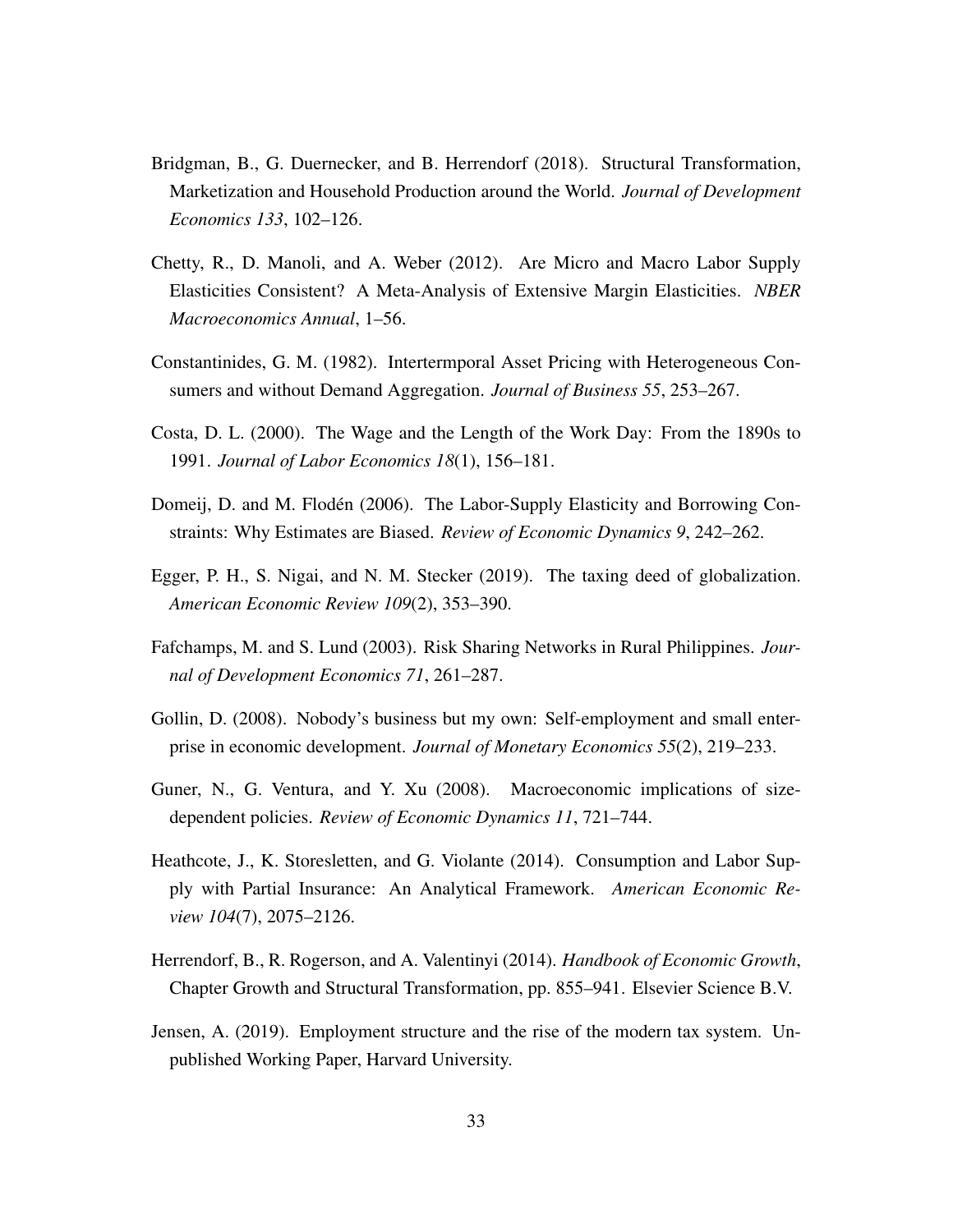Bridgman, B., G. Duernecker, and B. Herrendorf (2018). Structural Transformation, Marketization and Household Production around the World. *Journal of Development Economics 133*, 102–126.

Chetty, R., D. Manoli, and A. Weber (2012). Are Micro and Macro Labor Supply Elasticities Consistent? A Meta-Analysis of Extensive Margin Elasticities. *NBER Macroeconomics Annual*, 1–56.

Constantinides, G. M. (1982). Intertermporal Asset Pricing with Heterogeneous Consumers and without Demand Aggregation. *Journal of Business 55*, 253–267.

Costa, D. L. (2000). The Wage and the Length of the Work Day: From the 1890s to 1991. *Journal of Labor Economics 18*(1), 156–181.

Domeij, D. and M. Flodén (2006). The Labor-Supply Elasticity and Borrowing Constraints: Why Estimates are Biased. *Review of Economic Dynamics 9*, 242–262.

Egger, P. H., S. Nigai, and N. M. Stecker (2019). The taxing deed of globalization. *American Economic Review 109*(2), 353–390.

Fafchamps, M. and S. Lund (2003). Risk Sharing Networks in Rural Philippines. *Journal of Development Economics 71*, 261–287.

Gollin, D. (2008). Nobody's business but my own: Self-employment and small enterprise in economic development. *Journal of Monetary Economics 55*(2), 219–233.

Guner, N., G. Ventura, and Y. Xu (2008). Macroeconomic implications of size-dependent policies. *Review of Economic Dynamics 11*, 721–744.

Heathcote, J., K. Storesletten, and G. Violante (2014). Consumption and Labor Supply with Partial Insurance: An Analytical Framework. *American Economic Review 104*(7), 2075–2126.

Herrendorf, B., R. Rogerson, and A. Valentinyi (2014). *Handbook of Economic Growth*, Chapter Growth and Structural Transformation, pp. 855–941. Elsevier Science B.V.

Jensen, A. (2019). Employment structure and the rise of the modern tax system. Unpublished Working Paper, Harvard University.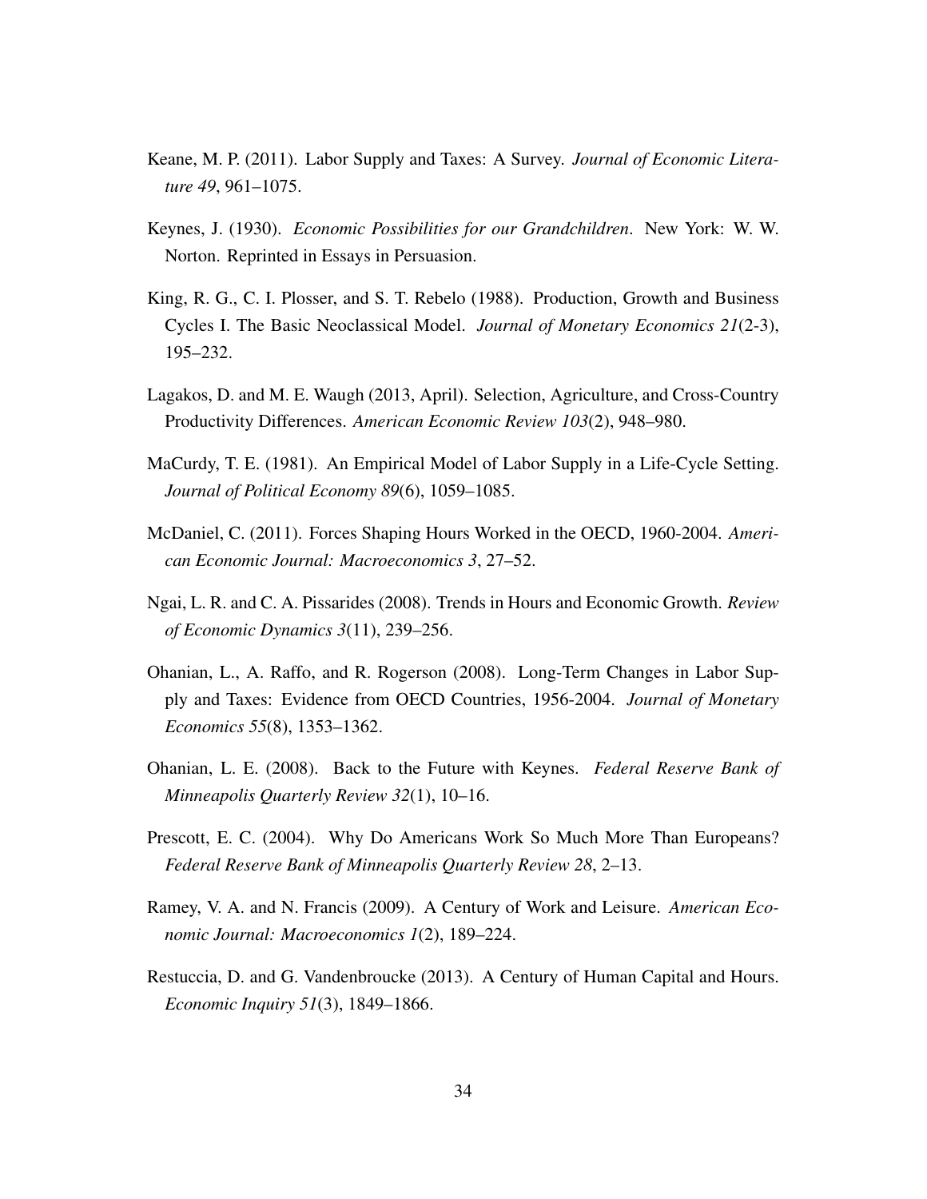Keane, M. P. (2011). Labor Supply and Taxes: A Survey. *Journal of Economic Literature 49*, 961–1075.

Keynes, J. (1930). *Economic Possibilities for our Grandchildren*. New York: W. W. Norton. Reprinted in Essays in Persuasion.

King, R. G., C. I. Plosser, and S. T. Rebelo (1988). Production, Growth and Business Cycles I. The Basic Neoclassical Model. *Journal of Monetary Economics 21*(2-3), 195–232.

Lagakos, D. and M. E. Waugh (2013, April). Selection, Agriculture, and Cross-Country Productivity Differences. *American Economic Review 103*(2), 948–980.

MaCurdy, T. E. (1981). An Empirical Model of Labor Supply in a Life-Cycle Setting. *Journal of Political Economy 89*(6), 1059–1085.

McDaniel, C. (2011). Forces Shaping Hours Worked in the OECD, 1960-2004. *American Economic Journal: Macroeconomics 3*, 27–52.

Ngai, L. R. and C. A. Pissarides (2008). Trends in Hours and Economic Growth. *Review of Economic Dynamics 3*(11), 239–256.

Ohanian, L., A. Raffo, and R. Rogerson (2008). Long-Term Changes in Labor Supply and Taxes: Evidence from OECD Countries, 1956-2004. *Journal of Monetary Economics 55*(8), 1353–1362.

Ohanian, L. E. (2008). Back to the Future with Keynes. *Federal Reserve Bank of Minneapolis Quarterly Review 32*(1), 10–16.

Prescott, E. C. (2004). Why Do Americans Work So Much More Than Europeans? *Federal Reserve Bank of Minneapolis Quarterly Review 28*, 2–13.

Ramey, V. A. and N. Francis (2009). A Century of Work and Leisure. *American Economic Journal: Macroeconomics 1*(2), 189–224.

Restuccia, D. and G. Vandenbroucke (2013). A Century of Human Capital and Hours. *Economic Inquiry 51*(3), 1849–1866.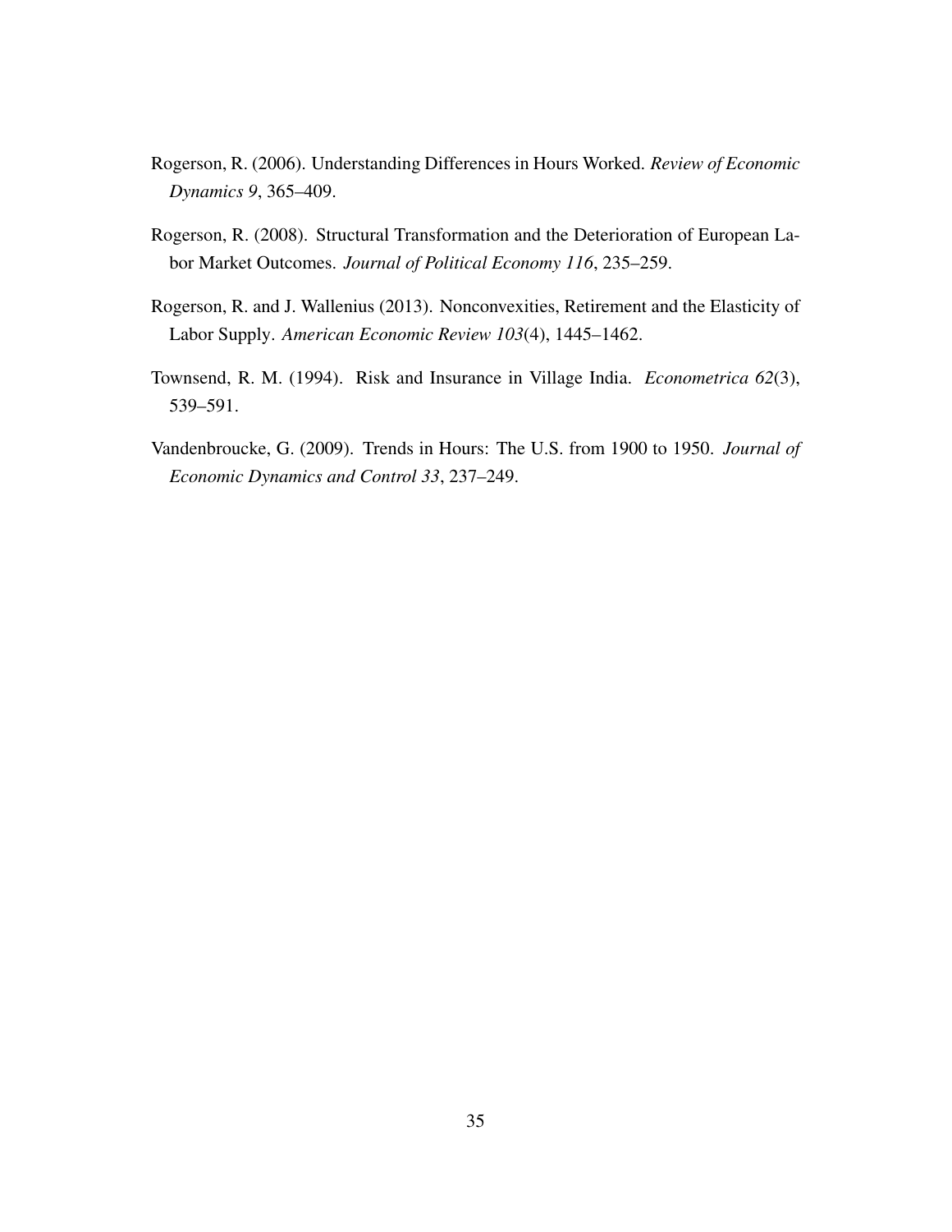Rogerson, R. (2006). Understanding Differences in Hours Worked. *Review of Economic Dynamics 9*, 365–409.

Rogerson, R. (2008). Structural Transformation and the Deterioration of European Labor Market Outcomes. *Journal of Political Economy 116*, 235–259.

Rogerson, R. and J. Wallenius (2013). Nonconvexities, Retirement and the Elasticity of Labor Supply. *American Economic Review 103*(4), 1445–1462.

Townsend, R. M. (1994). Risk and Insurance in Village India. *Econometrica 62*(3), 539–591.

Vandenbroucke, G. (2009). Trends in Hours: The U.S. from 1900 to 1950. *Journal of Economic Dynamics and Control 33*, 237–249.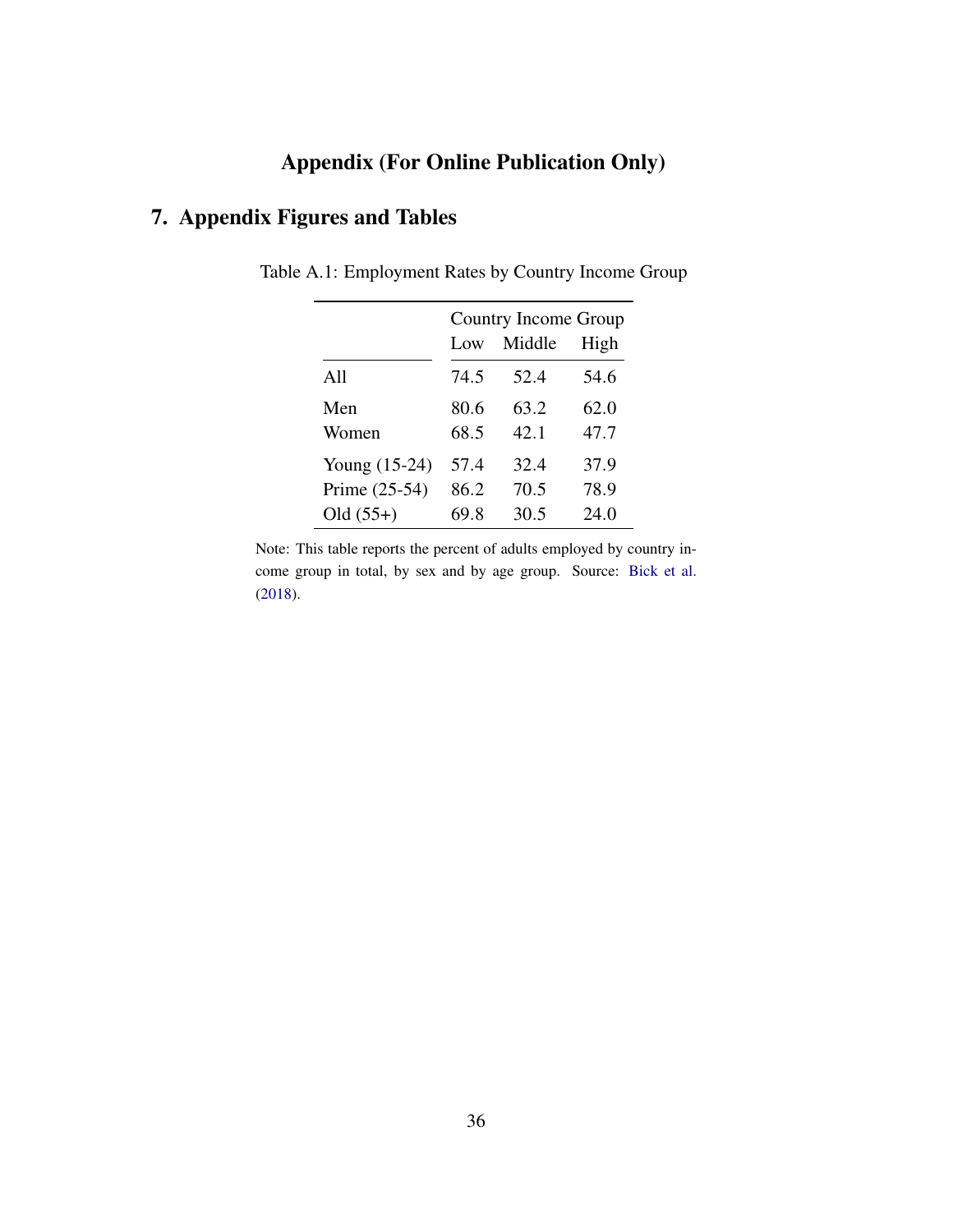# Appendix (For Online Publication Only)

## 7. Appendix Figures and Tables

Table A.1: Employment Rates by Country Income Group

| | Country Income Group | | |
|---|---|---|---|
| | Low | Middle | High |
| All | 74.5 | 52.4 | 54.6 |
| Men | 80.6 | 63.2 | 62.0 |
| Women | 68.5 | 42.1 | 47.7 |
| Young (15-24) | 57.4 | 32.4 | 37.9 |
| Prime (25-54) | 86.2 | 70.5 | 78.9 |
| Old (55+) | 69.8 | 30.5 | 24.0 |

Note: This table reports the percent of adults employed by country income group in total, by sex and by age group. Source: Bick et al. (2018).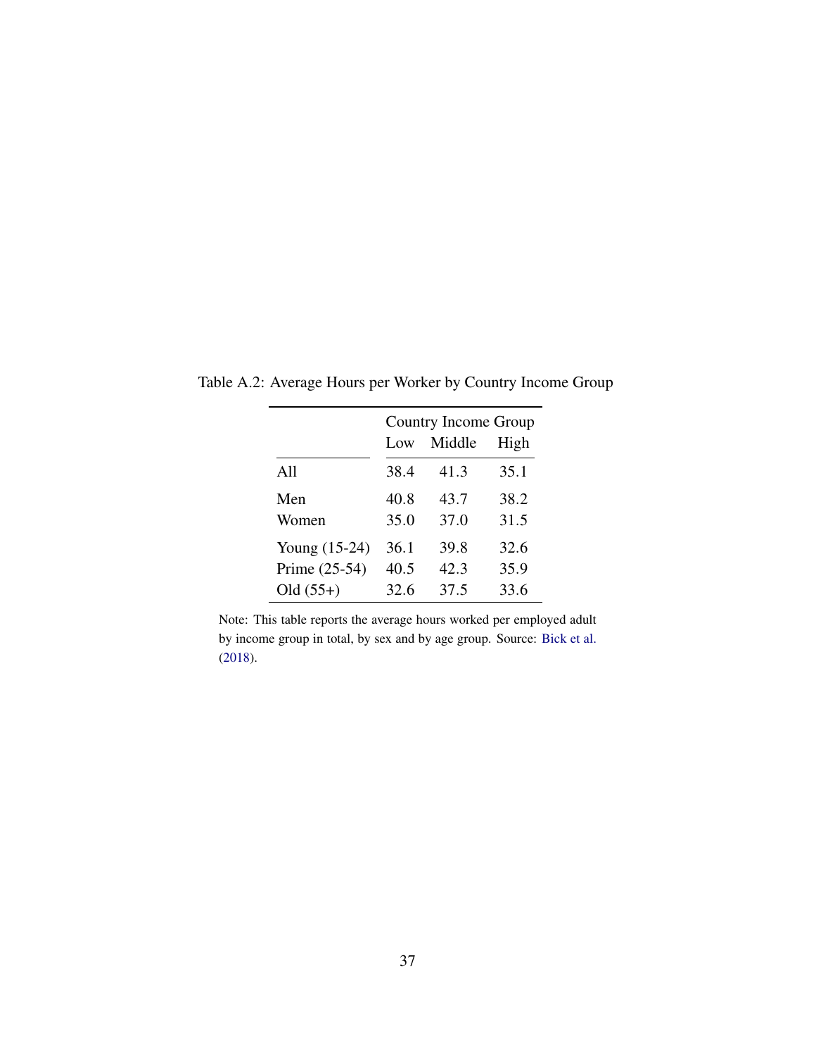Table A.2: Average Hours per Worker by Country Income Group

| | Country Income Group | | |
|---|---|---|---|
| | Low | Middle | High |
| All | 38.4 | 41.3 | 35.1 |
| Men | 40.8 | 43.7 | 38.2 |
| Women | 35.0 | 37.0 | 31.5 |
| Young (15-24) | 36.1 | 39.8 | 32.6 |
| Prime (25-54) | 40.5 | 42.3 | 35.9 |
| Old (55+) | 32.6 | 37.5 | 33.6 |

Note: This table reports the average hours worked per employed adult by income group in total, by sex and by age group. Source: Bick et al. (2018).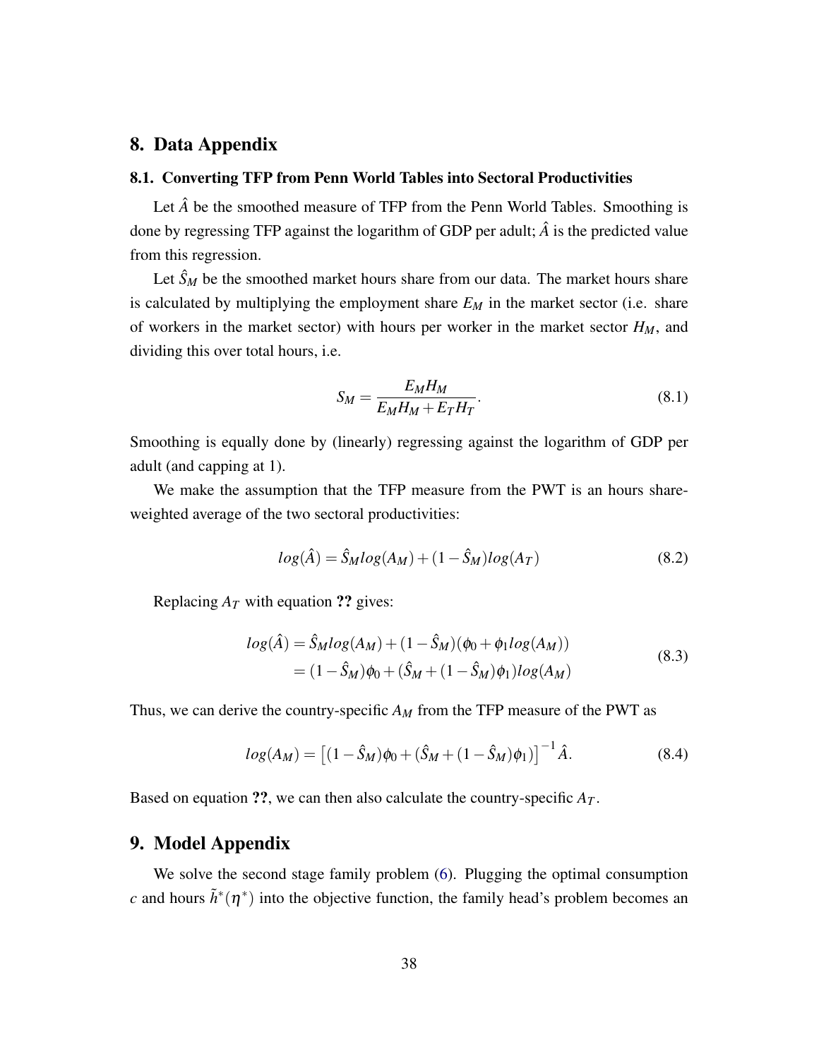## 8. Data Appendix

### 8.1. Converting TFP from Penn World Tables into Sectoral Productivities

Let $\hat{A}$ be the smoothed measure of TFP from the Penn World Tables. Smoothing is done by regressing TFP against the logarithm of GDP per adult; $\hat{A}$ is the predicted value from this regression.

Let $\hat{S}_M$ be the smoothed market hours share from our data. The market hours share is calculated by multiplying the employment share $E_M$ in the market sector (i.e. share of workers in the market sector) with hours per worker in the market sector $H_M$, and dividing this over total hours, i.e.

$$S_M = \frac{E_M H_M}{E_M H_M + E_T H_T}. \tag{8.1}$$

Smoothing is equally done by (linearly) regressing against the logarithm of GDP per adult (and capping at 1).

We make the assumption that the TFP measure from the PWT is an hours share-weighted average of the two sectoral productivities:

$$log(\hat{A}) = \hat{S}_M log(A_M) + (1 - \hat{S}_M) log(A_T) \tag{8.2}$$

Replacing $A_T$ with equation **??** gives:

$$\begin{aligned} log(\hat{A}) &= \hat{S}_M log(A_M) + (1 - \hat{S}_M)(\phi_0 + \phi_1 log(A_M)) \\ &= (1 - \hat{S}_M)\phi_0 + (\hat{S}_M + (1 - \hat{S}_M)\phi_1) log(A_M) \end{aligned} \tag{8.3}$$

Thus, we can derive the country-specific $A_M$ from the TFP measure of the PWT as

$$log(A_M) = \left[(1 - \hat{S}_M)\phi_0 + (\hat{S}_M + (1 - \hat{S}_M)\phi_1)\right]^{-1} \hat{A}. \tag{8.4}$$

Based on equation **??**, we can then also calculate the country-specific $A_T$.

## 9. Model Appendix

We solve the second stage family problem (6). Plugging the optimal consumption $c$ and hours $\tilde{h}^*(\eta^*)$ into the objective function, the family head's problem becomes an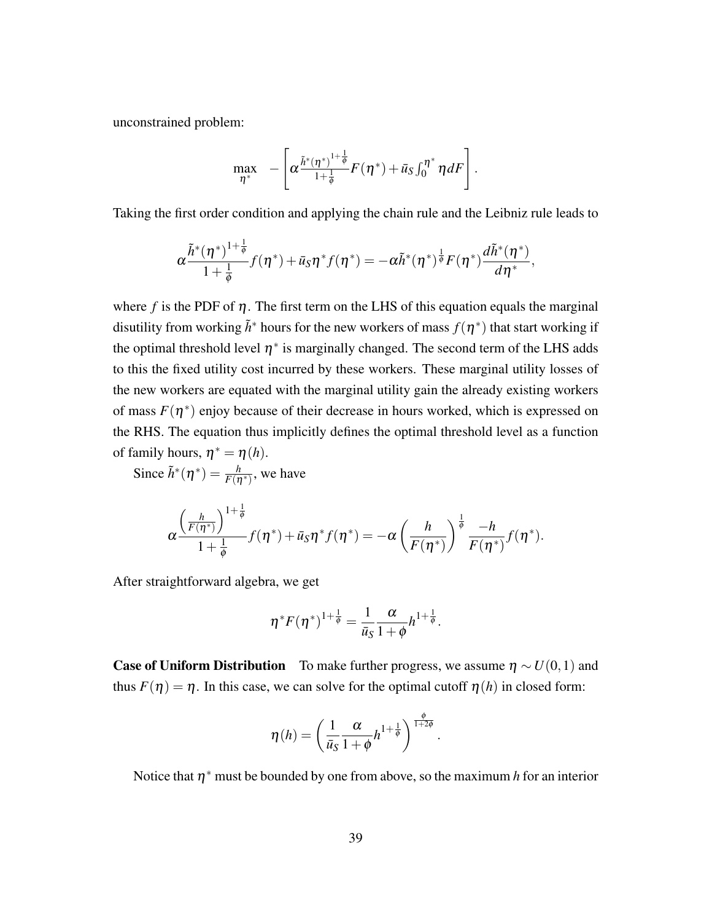unconstrained problem:

$$\max_{\eta^*} \quad -\left[\alpha \frac{\tilde{h}^*(\eta^*)^{1+\frac{1}{\phi}}}{1+\frac{1}{\phi}} F(\eta^*) + \bar{u}_S \int_0^{\eta^*} \eta dF\right].$$

Taking the first order condition and applying the chain rule and the Leibniz rule leads to

$$\alpha \frac{\tilde{h}^*(\eta^*)^{1+\frac{1}{\phi}}}{1+\frac{1}{\phi}} f(\eta^*) + \bar{u}_S \eta^* f(\eta^*) = -\alpha \tilde{h}^*(\eta^*)^{\frac{1}{\phi}} F(\eta^*) \frac{d\tilde{h}^*(\eta^*)}{d\eta^*},$$

where $f$ is the PDF of $\eta$. The first term on the LHS of this equation equals the marginal disutility from working $\tilde{h}^*$ hours for the new workers of mass $f(\eta^*)$ that start working if the optimal threshold level $\eta^*$ is marginally changed. The second term of the LHS adds to this the fixed utility cost incurred by these workers. These marginal utility losses of the new workers are equated with the marginal utility gain the already existing workers of mass $F(\eta^*)$ enjoy because of their decrease in hours worked, which is expressed on the RHS. The equation thus implicitly defines the optimal threshold level as a function of family hours, $\eta^* = \eta(h)$.

Since $\tilde{h}^*(\eta^*) = \frac{h}{F(\eta^*)}$, we have

$$\alpha \frac{\left(\frac{h}{F(\eta^*)}\right)^{1+\frac{1}{\phi}}}{1+\frac{1}{\phi}} f(\eta^*) + \bar{u}_S \eta^* f(\eta^*) = -\alpha \left(\frac{h}{F(\eta^*)}\right)^{\frac{1}{\phi}} \frac{-h}{F(\eta^*)} f(\eta^*).$$

After straightforward algebra, we get

$$\eta^* F(\eta^*)^{1+\frac{1}{\phi}} = \frac{1}{\bar{u}_S} \frac{\alpha}{1+\phi} h^{1+\frac{1}{\phi}}.$$

**Case of Uniform Distribution** To make further progress, we assume $\eta \sim U(0,1)$ and thus $F(\eta) = \eta$. In this case, we can solve for the optimal cutoff $\eta(h)$ in closed form:

$$\eta(h) = \left(\frac{1}{\bar{u}_S} \frac{\alpha}{1+\phi} h^{1+\frac{1}{\phi}}\right)^{\frac{\phi}{1+2\phi}}.$$

Notice that $\eta^*$ must be bounded by one from above, so the maximum $h$ for an interior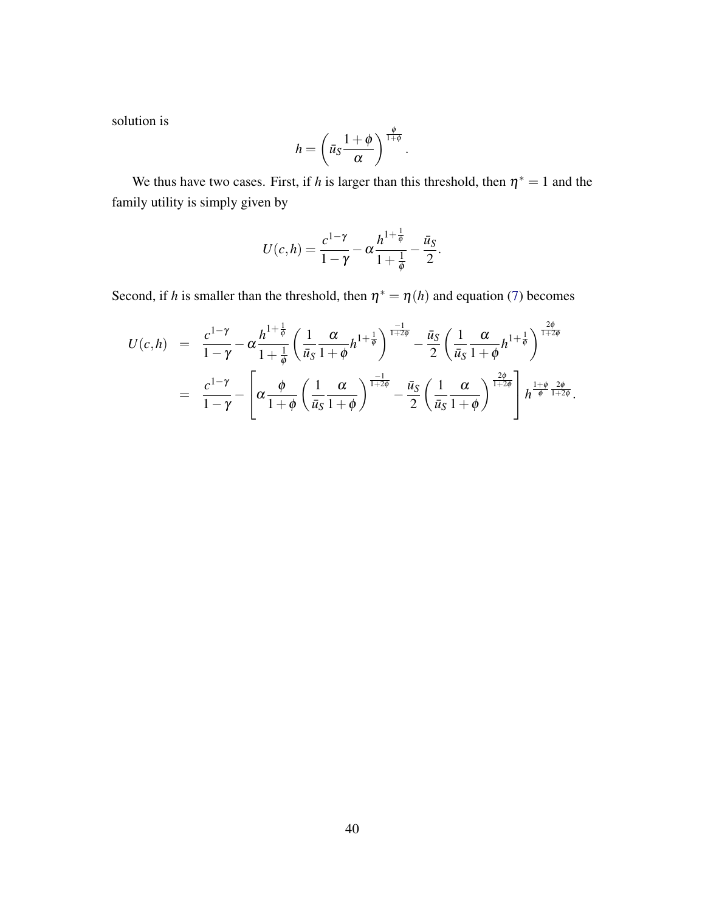solution is

$$h = \left( \bar{u}_S \frac{1+\phi}{\alpha} \right)^{\frac{\phi}{1+\phi}}.$$

We thus have two cases. First, if $h$ is larger than this threshold, then $\eta^* = 1$ and the family utility is simply given by

$$U(c,h) = \frac{c^{1-\gamma}}{1-\gamma} - \alpha \frac{h^{1+\frac{1}{\phi}}}{1+\frac{1}{\phi}} - \frac{\bar{u}_S}{2}.$$

Second, if $h$ is smaller than the threshold, then $\eta^* = \eta(h)$ and equation (7) becomes

$$\begin{aligned}
U(c,h) &= \frac{c^{1-\gamma}}{1-\gamma} - \alpha \frac{h^{1+\frac{1}{\phi}}}{1+\frac{1}{\phi}} \left( \frac{1}{\bar{u}_S} \frac{\alpha}{1+\phi} h^{1+\frac{1}{\phi}} \right)^{\frac{-1}{1+2\phi}} - \frac{\bar{u}_S}{2} \left( \frac{1}{\bar{u}_S} \frac{\alpha}{1+\phi} h^{1+\frac{1}{\phi}} \right)^{\frac{2\phi}{1+2\phi}} \\
&= \frac{c^{1-\gamma}}{1-\gamma} - \left[ \alpha \frac{\phi}{1+\phi} \left( \frac{1}{\bar{u}_S} \frac{\alpha}{1+\phi} \right)^{\frac{-1}{1+2\phi}} - \frac{\bar{u}_S}{2} \left( \frac{1}{\bar{u}_S} \frac{\alpha}{1+\phi} \right)^{\frac{2\phi}{1+2\phi}} \right] h^{\frac{1+\phi}{\phi} \frac{2\phi}{1+2\phi}}.
\end{aligned}$$